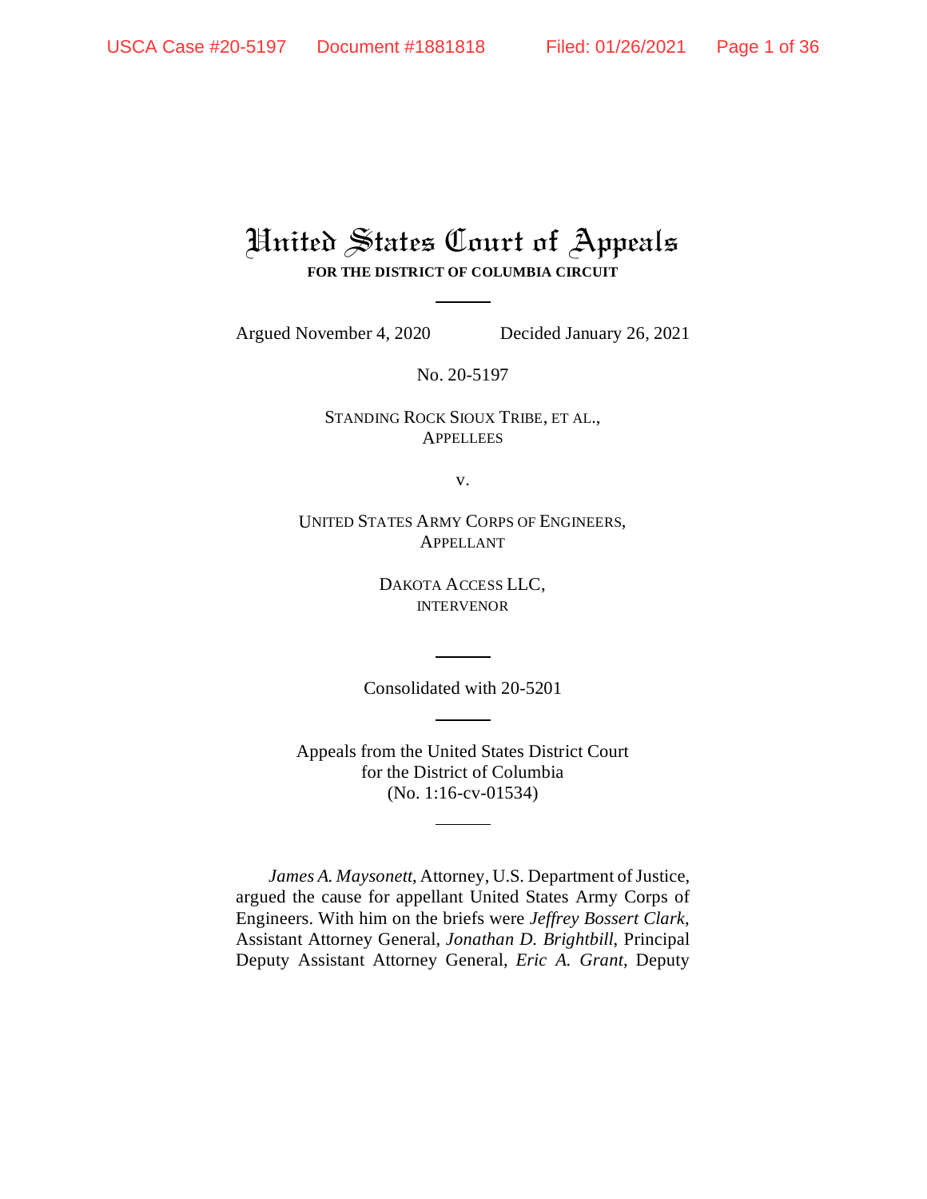# United States Court of Appeals

**FOR THE DISTRICT OF COLUMBIA CIRCUIT**

Argued November 4, 2020 Decided January 26, 2021

No. 20-5197

STANDING ROCK SIOUX TRIBE, ET AL.,
APPELLEES

v.

UNITED STATES ARMY CORPS OF ENGINEERS,
APPELLANT

DAKOTA ACCESS LLC,
INTERVENOR

Consolidated with 20-5201

Appeals from the United States District Court
for the District of Columbia
(No. 1:16-cv-01534)

*James A. Maysonett*, Attorney, U.S. Department of Justice, argued the cause for appellant United States Army Corps of Engineers. With him on the briefs were *Jeffrey Bossert Clark*, Assistant Attorney General, *Jonathan D. Brightbill*, Principal Deputy Assistant Attorney General, *Eric A. Grant*, Deputy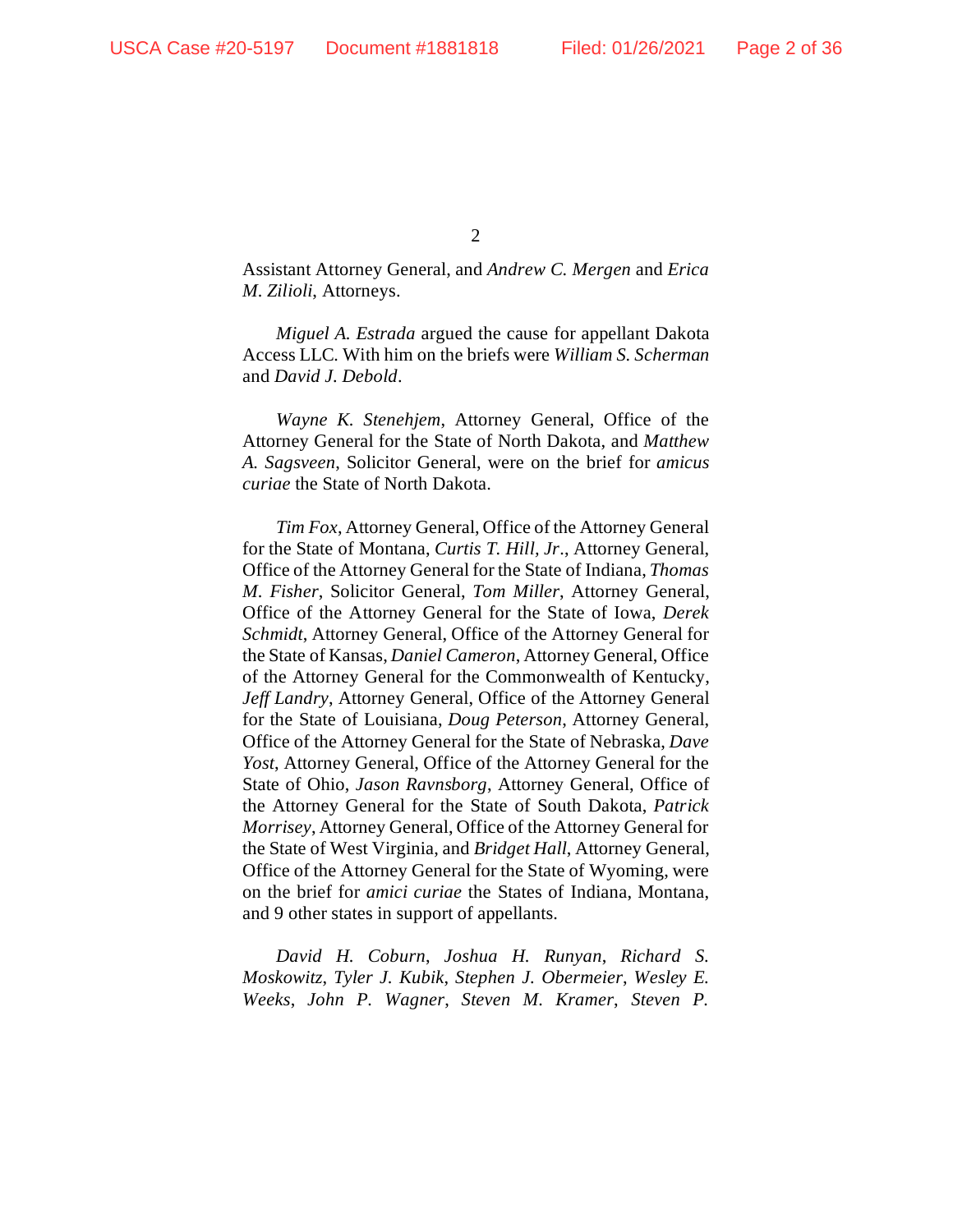Assistant Attorney General, and *Andrew C. Mergen* and *Erica M. Zilioli*, Attorneys.

*Miguel A. Estrada* argued the cause for appellant Dakota Access LLC. With him on the briefs were *William S. Scherman* and *David J. Debold*.

*Wayne K. Stenehjem*, Attorney General, Office of the Attorney General for the State of North Dakota, and *Matthew A. Sagsveen*, Solicitor General, were on the brief for *amicus curiae* the State of North Dakota.

*Tim Fox*, Attorney General, Office of the Attorney General for the State of Montana, *Curtis T. Hill, Jr*., Attorney General, Office of the Attorney General for the State of Indiana, *Thomas M. Fisher*, Solicitor General, *Tom Miller*, Attorney General, Office of the Attorney General for the State of Iowa, *Derek Schmidt*, Attorney General, Office of the Attorney General for the State of Kansas, *Daniel Cameron*, Attorney General, Office of the Attorney General for the Commonwealth of Kentucky, *Jeff Landry*, Attorney General, Office of the Attorney General for the State of Louisiana, *Doug Peterson*, Attorney General, Office of the Attorney General for the State of Nebraska, *Dave Yost*, Attorney General, Office of the Attorney General for the State of Ohio, *Jason Ravnsborg*, Attorney General, Office of the Attorney General for the State of South Dakota, *Patrick Morrisey*, Attorney General, Office of the Attorney General for the State of West Virginia, and *Bridget Hall*, Attorney General, Office of the Attorney General for the State of Wyoming, were on the brief for *amici curiae* the States of Indiana, Montana, and 9 other states in support of appellants.

*David H. Coburn*, *Joshua H. Runyan*, *Richard S. Moskowitz*, *Tyler J. Kubik*, *Stephen J. Obermeier*, *Wesley E. Weeks*, *John P. Wagner*, *Steven M. Kramer*, *Steven P.*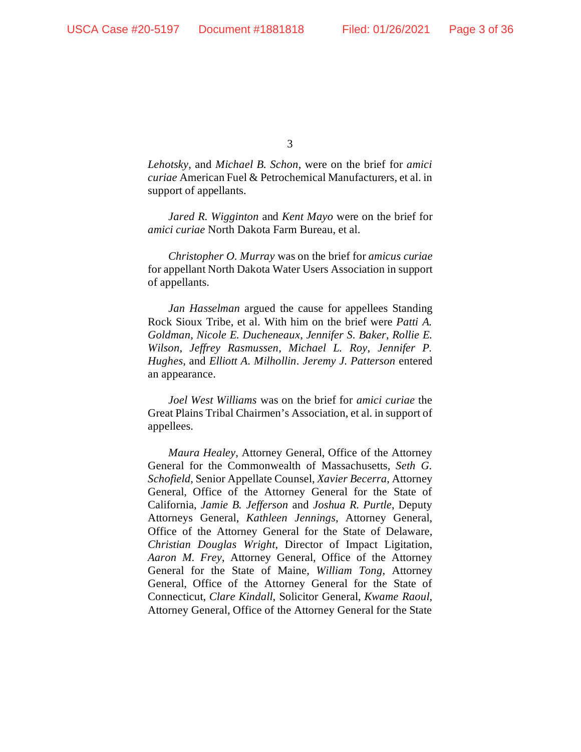*Lehotsky*, and *Michael B. Schon*, were on the brief for *amici curiae* American Fuel & Petrochemical Manufacturers, et al. in support of appellants.

*Jared R. Wigginton* and *Kent Mayo* were on the brief for *amici curiae* North Dakota Farm Bureau, et al.

*Christopher O. Murray* was on the brief for *amicus curiae* for appellant North Dakota Water Users Association in support of appellants.

*Jan Hasselman* argued the cause for appellees Standing Rock Sioux Tribe, et al. With him on the brief were *Patti A. Goldman*, *Nicole E. Ducheneaux*, *Jennifer S. Baker*, *Rollie E. Wilson*, *Jeffrey Rasmussen*, *Michael L. Roy*, *Jennifer P. Hughes*, and *Elliott A. Milhollin*. *Jeremy J. Patterson* entered an appearance.

*Joel West Williams* was on the brief for *amici curiae* the Great Plains Tribal Chairmen's Association, et al. in support of appellees.

*Maura Healey*, Attorney General, Office of the Attorney General for the Commonwealth of Massachusetts, *Seth G. Schofield*, Senior Appellate Counsel, *Xavier Becerra*, Attorney General, Office of the Attorney General for the State of California, *Jamie B. Jefferson* and *Joshua R. Purtle*, Deputy Attorneys General, *Kathleen Jennings*, Attorney General, Office of the Attorney General for the State of Delaware, *Christian Douglas Wright*, Director of Impact Litigation, *Aaron M. Frey*, Attorney General, Office of the Attorney General for the State of Maine, *William Tong*, Attorney General, Office of the Attorney General for the State of Connecticut, *Clare Kindall*, Solicitor General, *Kwame Raoul*, Attorney General, Office of the Attorney General for the State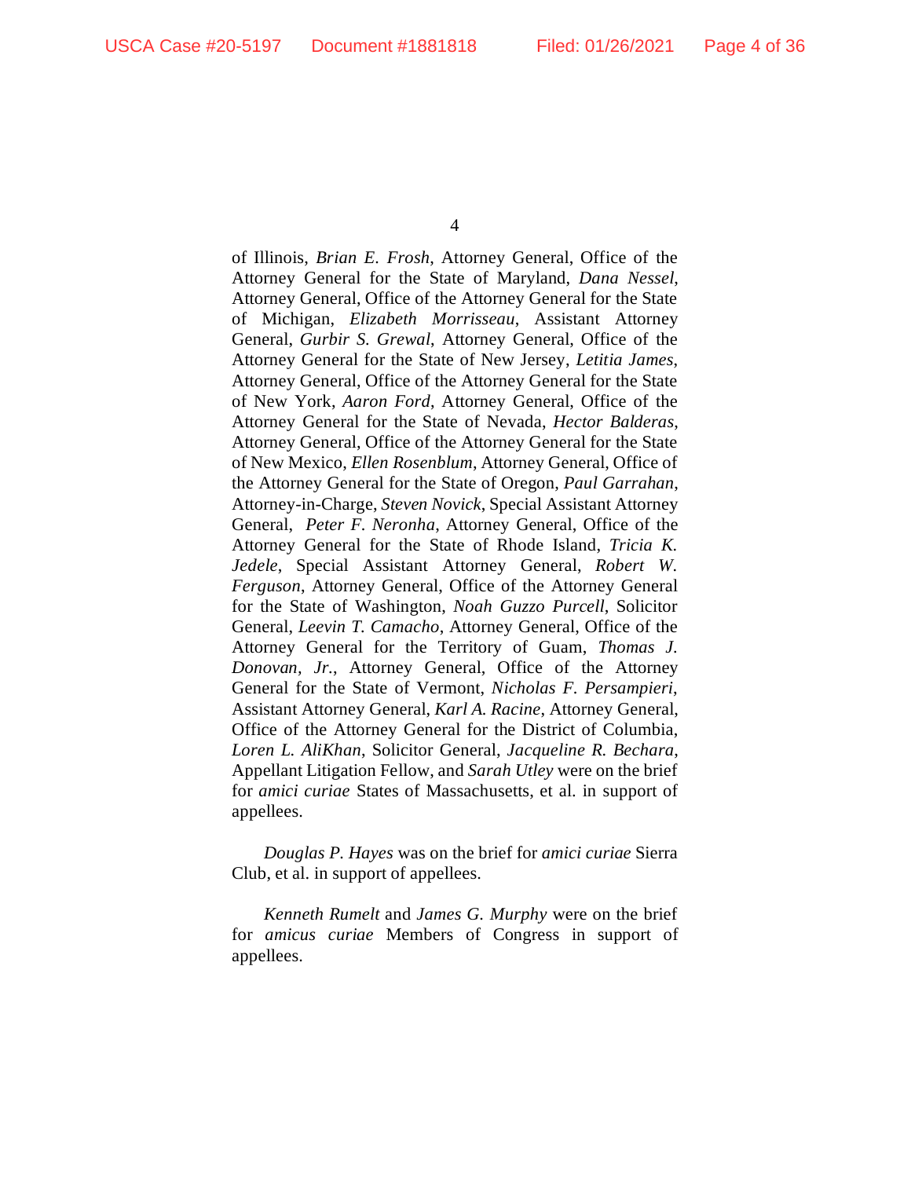of Illinois, *Brian E. Frosh*, Attorney General, Office of the Attorney General for the State of Maryland, *Dana Nessel*, Attorney General, Office of the Attorney General for the State of Michigan, *Elizabeth Morrisseau*, Assistant Attorney General, *Gurbir S. Grewal*, Attorney General, Office of the Attorney General for the State of New Jersey, *Letitia James*, Attorney General, Office of the Attorney General for the State of New York, *Aaron Ford*, Attorney General, Office of the Attorney General for the State of Nevada, *Hector Balderas*, Attorney General, Office of the Attorney General for the State of New Mexico, *Ellen Rosenblum*, Attorney General, Office of the Attorney General for the State of Oregon, *Paul Garrahan*, Attorney-in-Charge, *Steven Novick*, Special Assistant Attorney General, *Peter F. Neronha*, Attorney General, Office of the Attorney General for the State of Rhode Island, *Tricia K. Jedele*, Special Assistant Attorney General, *Robert W. Ferguson*, Attorney General, Office of the Attorney General for the State of Washington, *Noah Guzzo Purcell*, Solicitor General, *Leevin T. Camacho*, Attorney General, Office of the Attorney General for the Territory of Guam, *Thomas J. Donovan, Jr.*, Attorney General, Office of the Attorney General for the State of Vermont, *Nicholas F. Persampieri*, Assistant Attorney General, *Karl A. Racine*, Attorney General, Office of the Attorney General for the District of Columbia, *Loren L. AliKhan*, Solicitor General, *Jacqueline R. Bechara*, Appellant Litigation Fellow, and *Sarah Utley* were on the brief for *amici curiae* States of Massachusetts, et al. in support of appellees.

*Douglas P. Hayes* was on the brief for *amici curiae* Sierra Club, et al. in support of appellees.

*Kenneth Rumelt* and *James G. Murphy* were on the brief for *amicus curiae* Members of Congress in support of appellees.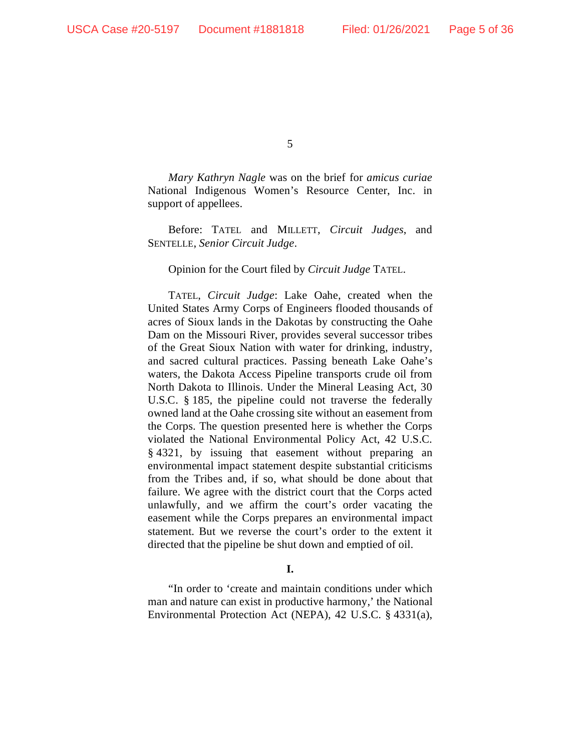*Mary Kathryn Nagle* was on the brief for *amicus curiae* National Indigenous Women's Resource Center, Inc. in support of appellees.

Before: TATEL and MILLETT, *Circuit Judges*, and SENTELLE, *Senior Circuit Judge*.

Opinion for the Court filed by *Circuit Judge* TATEL.

TATEL, *Circuit Judge*: Lake Oahe, created when the United States Army Corps of Engineers flooded thousands of acres of Sioux lands in the Dakotas by constructing the Oahe Dam on the Missouri River, provides several successor tribes of the Great Sioux Nation with water for drinking, industry, and sacred cultural practices. Passing beneath Lake Oahe's waters, the Dakota Access Pipeline transports crude oil from North Dakota to Illinois. Under the Mineral Leasing Act, 30 U.S.C. § 185, the pipeline could not traverse the federally owned land at the Oahe crossing site without an easement from the Corps. The question presented here is whether the Corps violated the National Environmental Policy Act, 42 U.S.C. § 4321, by issuing that easement without preparing an environmental impact statement despite substantial criticisms from the Tribes and, if so, what should be done about that failure. We agree with the district court that the Corps acted unlawfully, and we affirm the court's order vacating the easement while the Corps prepares an environmental impact statement. But we reverse the court's order to the extent it directed that the pipeline be shut down and emptied of oil.

## I.

"In order to 'create and maintain conditions under which man and nature can exist in productive harmony,' the National Environmental Protection Act (NEPA), 42 U.S.C. § 4331(a),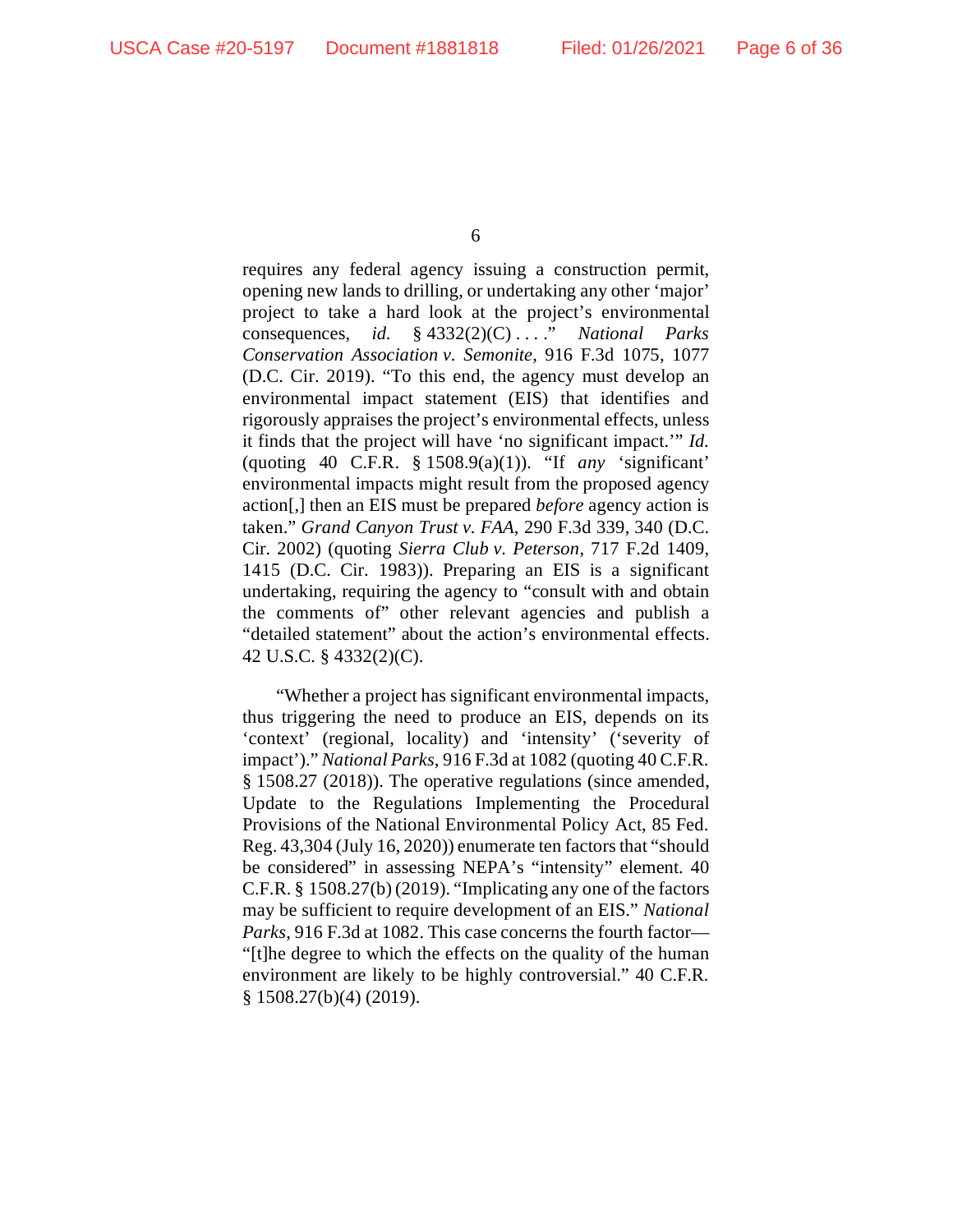requires any federal agency issuing a construction permit, opening new lands to drilling, or undertaking any other 'major' project to take a hard look at the project's environmental consequences, *id.* § 4332(2)(C) . . . ." *National Parks Conservation Association v. Semonite*, 916 F.3d 1075, 1077 (D.C. Cir. 2019). "To this end, the agency must develop an environmental impact statement (EIS) that identifies and rigorously appraises the project's environmental effects, unless it finds that the project will have 'no significant impact.'" *Id.* (quoting 40 C.F.R. § 1508.9(a)(1)). "If *any* 'significant' environmental impacts might result from the proposed agency action[,] then an EIS must be prepared *before* agency action is taken." *Grand Canyon Trust v. FAA*, 290 F.3d 339, 340 (D.C. Cir. 2002) (quoting *Sierra Club v. Peterson*, 717 F.2d 1409, 1415 (D.C. Cir. 1983)). Preparing an EIS is a significant undertaking, requiring the agency to "consult with and obtain the comments of" other relevant agencies and publish a "detailed statement" about the action's environmental effects. 42 U.S.C. § 4332(2)(C).

"Whether a project has significant environmental impacts, thus triggering the need to produce an EIS, depends on its 'context' (regional, locality) and 'intensity' ('severity of impact')." *National Parks*, 916 F.3d at 1082 (quoting 40 C.F.R. § 1508.27 (2018)). The operative regulations (since amended, Update to the Regulations Implementing the Procedural Provisions of the National Environmental Policy Act, 85 Fed. Reg. 43,304 (July 16, 2020)) enumerate ten factors that "should be considered" in assessing NEPA's "intensity" element. 40 C.F.R. § 1508.27(b) (2019). "Implicating any one of the factors may be sufficient to require development of an EIS." *National Parks*, 916 F.3d at 1082. This case concerns the fourth factor—"[t]he degree to which the effects on the quality of the human environment are likely to be highly controversial." 40 C.F.R. § 1508.27(b)(4) (2019).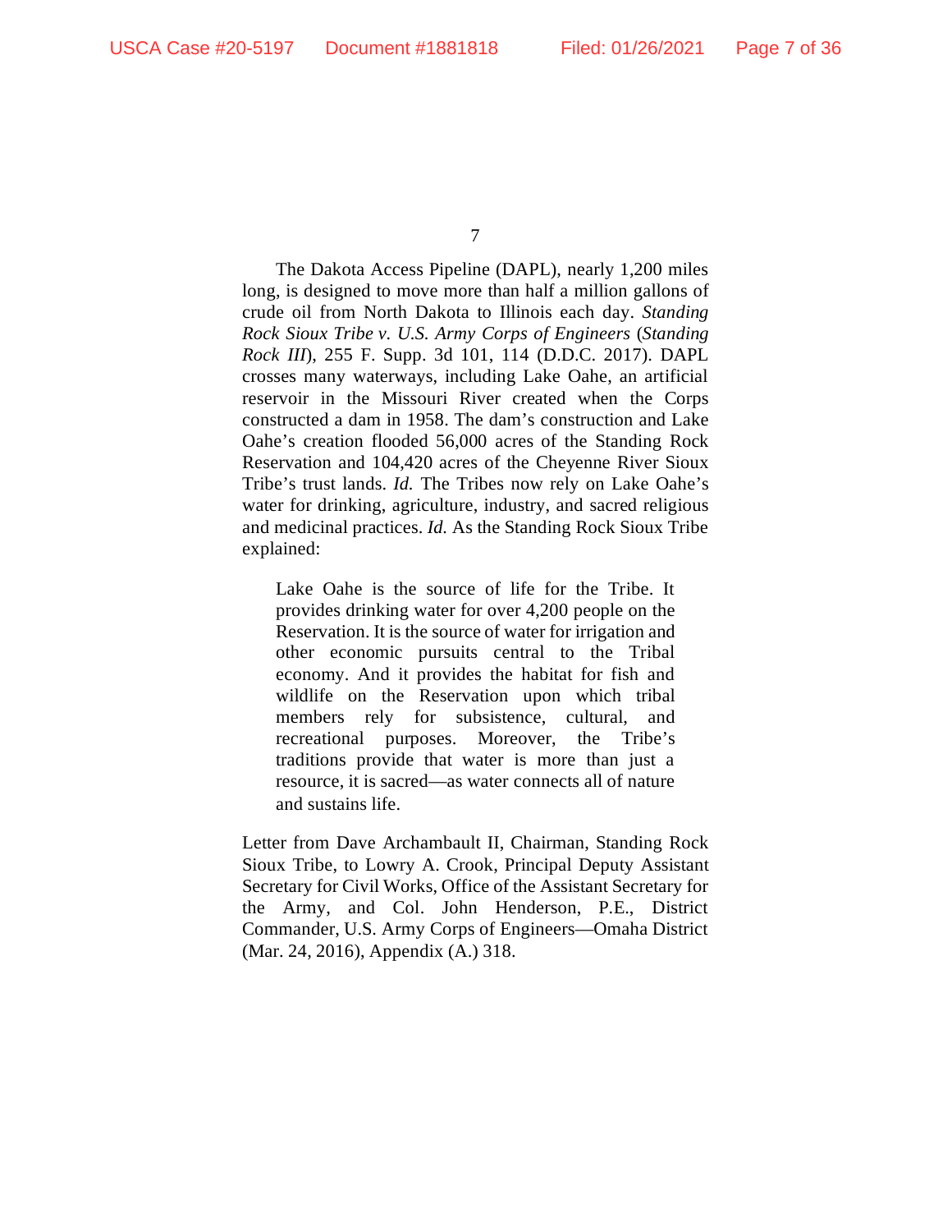The Dakota Access Pipeline (DAPL), nearly 1,200 miles long, is designed to move more than half a million gallons of crude oil from North Dakota to Illinois each day. *Standing Rock Sioux Tribe v. U.S. Army Corps of Engineers* (*Standing Rock III*), 255 F. Supp. 3d 101, 114 (D.D.C. 2017). DAPL crosses many waterways, including Lake Oahe, an artificial reservoir in the Missouri River created when the Corps constructed a dam in 1958. The dam's construction and Lake Oahe's creation flooded 56,000 acres of the Standing Rock Reservation and 104,420 acres of the Cheyenne River Sioux Tribe's trust lands. *Id.* The Tribes now rely on Lake Oahe's water for drinking, agriculture, industry, and sacred religious and medicinal practices. *Id.* As the Standing Rock Sioux Tribe explained:

> Lake Oahe is the source of life for the Tribe. It provides drinking water for over 4,200 people on the Reservation. It is the source of water for irrigation and other economic pursuits central to the Tribal economy. And it provides the habitat for fish and wildlife on the Reservation upon which tribal members rely for subsistence, cultural, and recreational purposes. Moreover, the Tribe's traditions provide that water is more than just a resource, it is sacred—as water connects all of nature and sustains life.

Letter from Dave Archambault II, Chairman, Standing Rock Sioux Tribe, to Lowry A. Crook, Principal Deputy Assistant Secretary for Civil Works, Office of the Assistant Secretary for the Army, and Col. John Henderson, P.E., District Commander, U.S. Army Corps of Engineers—Omaha District (Mar. 24, 2016), Appendix (A.) 318.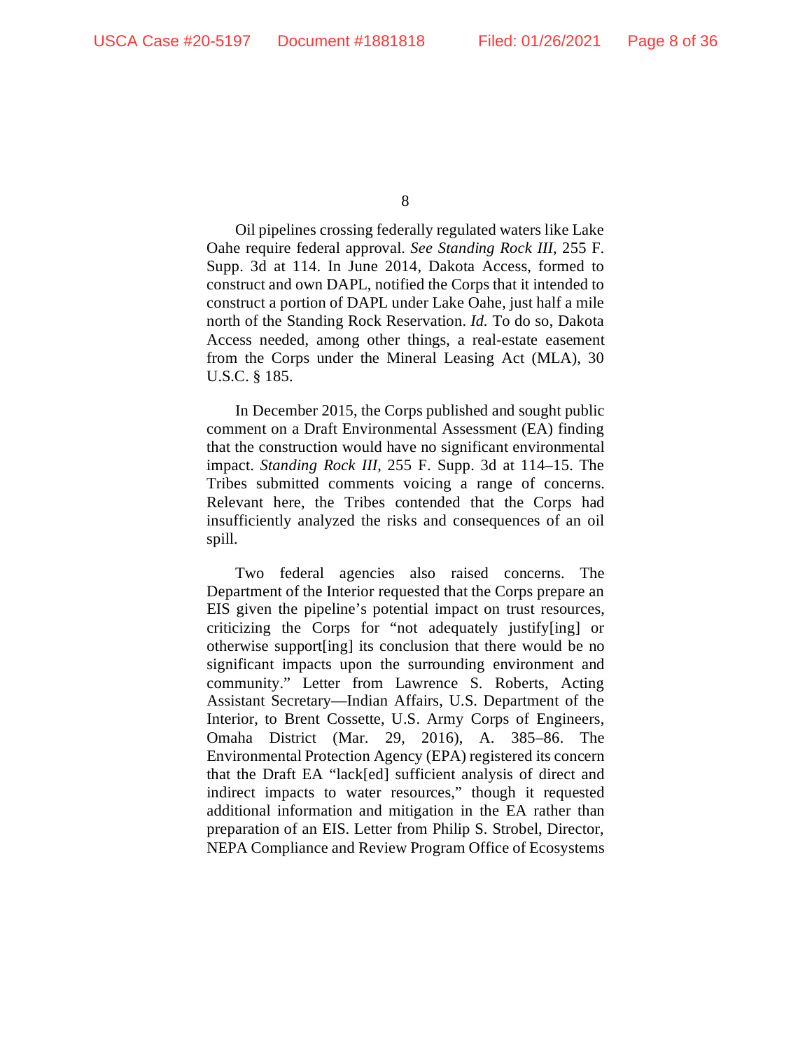Oil pipelines crossing federally regulated waters like Lake Oahe require federal approval. *See Standing Rock III*, 255 F. Supp. 3d at 114. In June 2014, Dakota Access, formed to construct and own DAPL, notified the Corps that it intended to construct a portion of DAPL under Lake Oahe, just half a mile north of the Standing Rock Reservation. *Id.* To do so, Dakota Access needed, among other things, a real-estate easement from the Corps under the Mineral Leasing Act (MLA), 30 U.S.C. § 185.

In December 2015, the Corps published and sought public comment on a Draft Environmental Assessment (EA) finding that the construction would have no significant environmental impact. *Standing Rock III*, 255 F. Supp. 3d at 114–15. The Tribes submitted comments voicing a range of concerns. Relevant here, the Tribes contended that the Corps had insufficiently analyzed the risks and consequences of an oil spill.

Two federal agencies also raised concerns. The Department of the Interior requested that the Corps prepare an EIS given the pipeline's potential impact on trust resources, criticizing the Corps for "not adequately justify[ing] or otherwise support[ing] its conclusion that there would be no significant impacts upon the surrounding environment and community." Letter from Lawrence S. Roberts, Acting Assistant Secretary—Indian Affairs, U.S. Department of the Interior, to Brent Cossette, U.S. Army Corps of Engineers, Omaha District (Mar. 29, 2016), A. 385–86. The Environmental Protection Agency (EPA) registered its concern that the Draft EA "lack[ed] sufficient analysis of direct and indirect impacts to water resources," though it requested additional information and mitigation in the EA rather than preparation of an EIS. Letter from Philip S. Strobel, Director, NEPA Compliance and Review Program Office of Ecosystems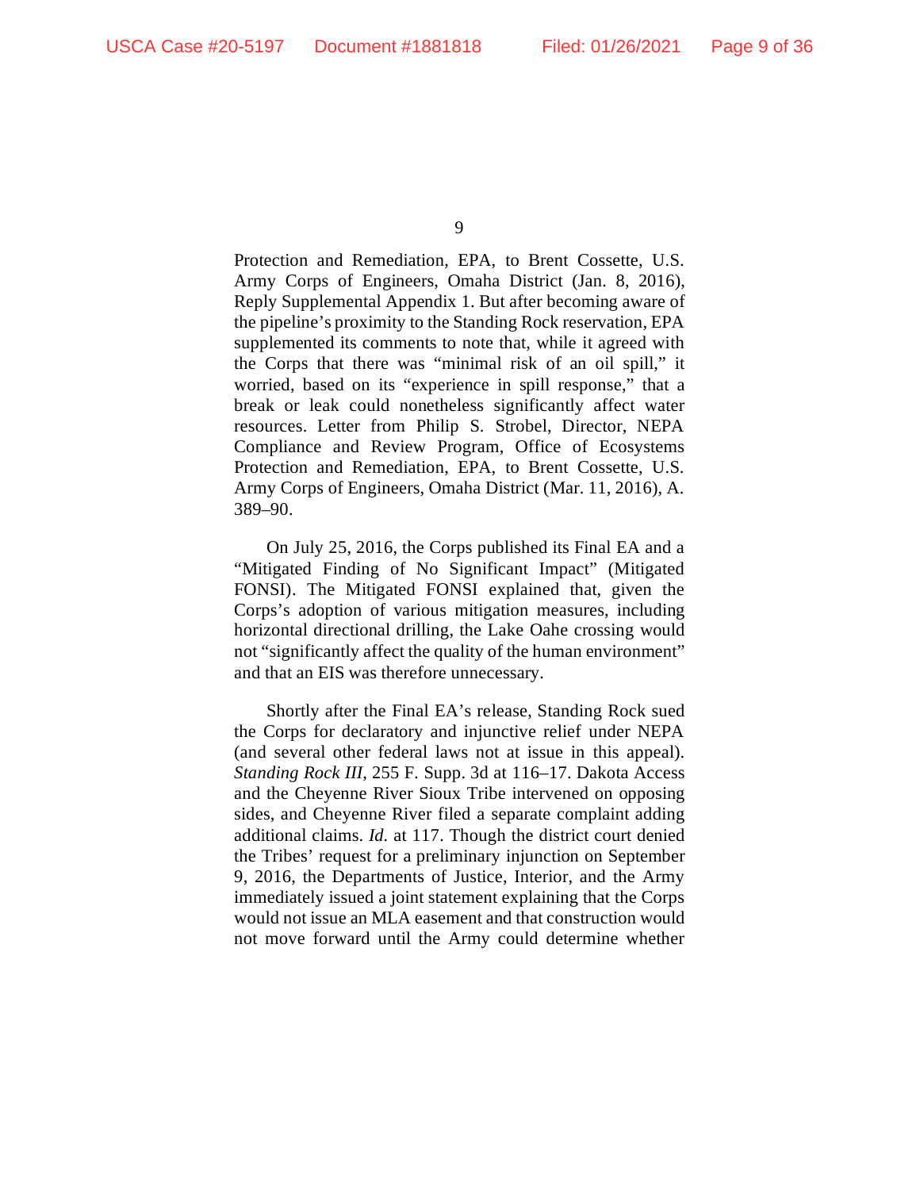Protection and Remediation, EPA, to Brent Cossette, U.S. Army Corps of Engineers, Omaha District (Jan. 8, 2016), Reply Supplemental Appendix 1. But after becoming aware of the pipeline's proximity to the Standing Rock reservation, EPA supplemented its comments to note that, while it agreed with the Corps that there was "minimal risk of an oil spill," it worried, based on its "experience in spill response," that a break or leak could nonetheless significantly affect water resources. Letter from Philip S. Strobel, Director, NEPA Compliance and Review Program, Office of Ecosystems Protection and Remediation, EPA, to Brent Cossette, U.S. Army Corps of Engineers, Omaha District (Mar. 11, 2016), A. 389–90.

On July 25, 2016, the Corps published its Final EA and a "Mitigated Finding of No Significant Impact" (Mitigated FONSI). The Mitigated FONSI explained that, given the Corps's adoption of various mitigation measures, including horizontal directional drilling, the Lake Oahe crossing would not "significantly affect the quality of the human environment" and that an EIS was therefore unnecessary.

Shortly after the Final EA's release, Standing Rock sued the Corps for declaratory and injunctive relief under NEPA (and several other federal laws not at issue in this appeal). *Standing Rock III*, 255 F. Supp. 3d at 116–17. Dakota Access and the Cheyenne River Sioux Tribe intervened on opposing sides, and Cheyenne River filed a separate complaint adding additional claims. *Id.* at 117. Though the district court denied the Tribes' request for a preliminary injunction on September 9, 2016, the Departments of Justice, Interior, and the Army immediately issued a joint statement explaining that the Corps would not issue an MLA easement and that construction would not move forward until the Army could determine whether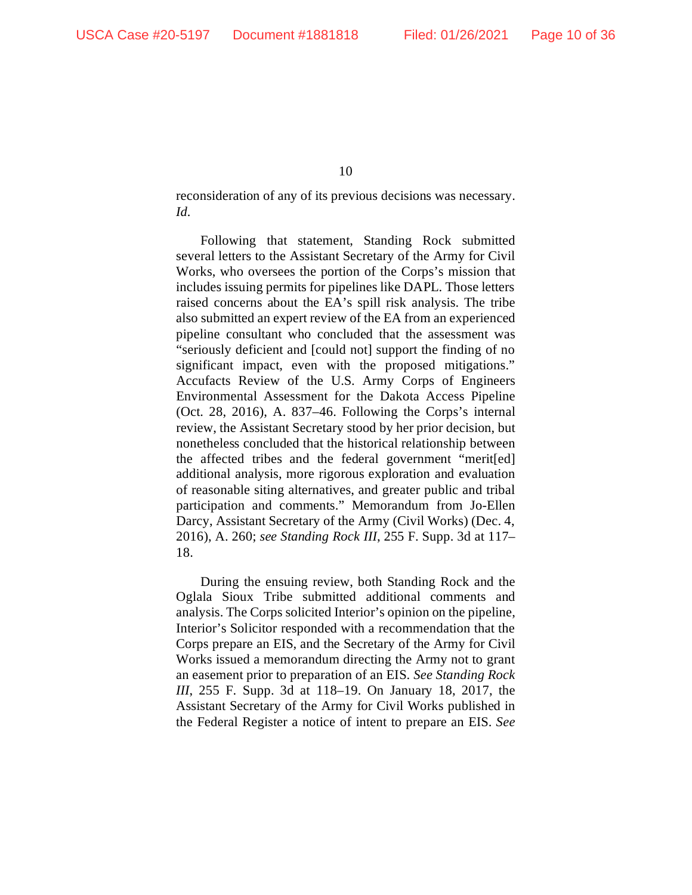reconsideration of any of its previous decisions was necessary. *Id.*

Following that statement, Standing Rock submitted several letters to the Assistant Secretary of the Army for Civil Works, who oversees the portion of the Corps's mission that includes issuing permits for pipelines like DAPL. Those letters raised concerns about the EA's spill risk analysis. The tribe also submitted an expert review of the EA from an experienced pipeline consultant who concluded that the assessment was "seriously deficient and [could not] support the finding of no significant impact, even with the proposed mitigations." Accufacts Review of the U.S. Army Corps of Engineers Environmental Assessment for the Dakota Access Pipeline (Oct. 28, 2016), A. 837–46. Following the Corps's internal review, the Assistant Secretary stood by her prior decision, but nonetheless concluded that the historical relationship between the affected tribes and the federal government "merit[ed] additional analysis, more rigorous exploration and evaluation of reasonable siting alternatives, and greater public and tribal participation and comments." Memorandum from Jo-Ellen Darcy, Assistant Secretary of the Army (Civil Works) (Dec. 4, 2016), A. 260; *see Standing Rock III*, 255 F. Supp. 3d at 117–18.

During the ensuing review, both Standing Rock and the Oglala Sioux Tribe submitted additional comments and analysis. The Corps solicited Interior's opinion on the pipeline, Interior's Solicitor responded with a recommendation that the Corps prepare an EIS, and the Secretary of the Army for Civil Works issued a memorandum directing the Army not to grant an easement prior to preparation of an EIS. *See Standing Rock III*, 255 F. Supp. 3d at 118–19. On January 18, 2017, the Assistant Secretary of the Army for Civil Works published in the Federal Register a notice of intent to prepare an EIS. *See*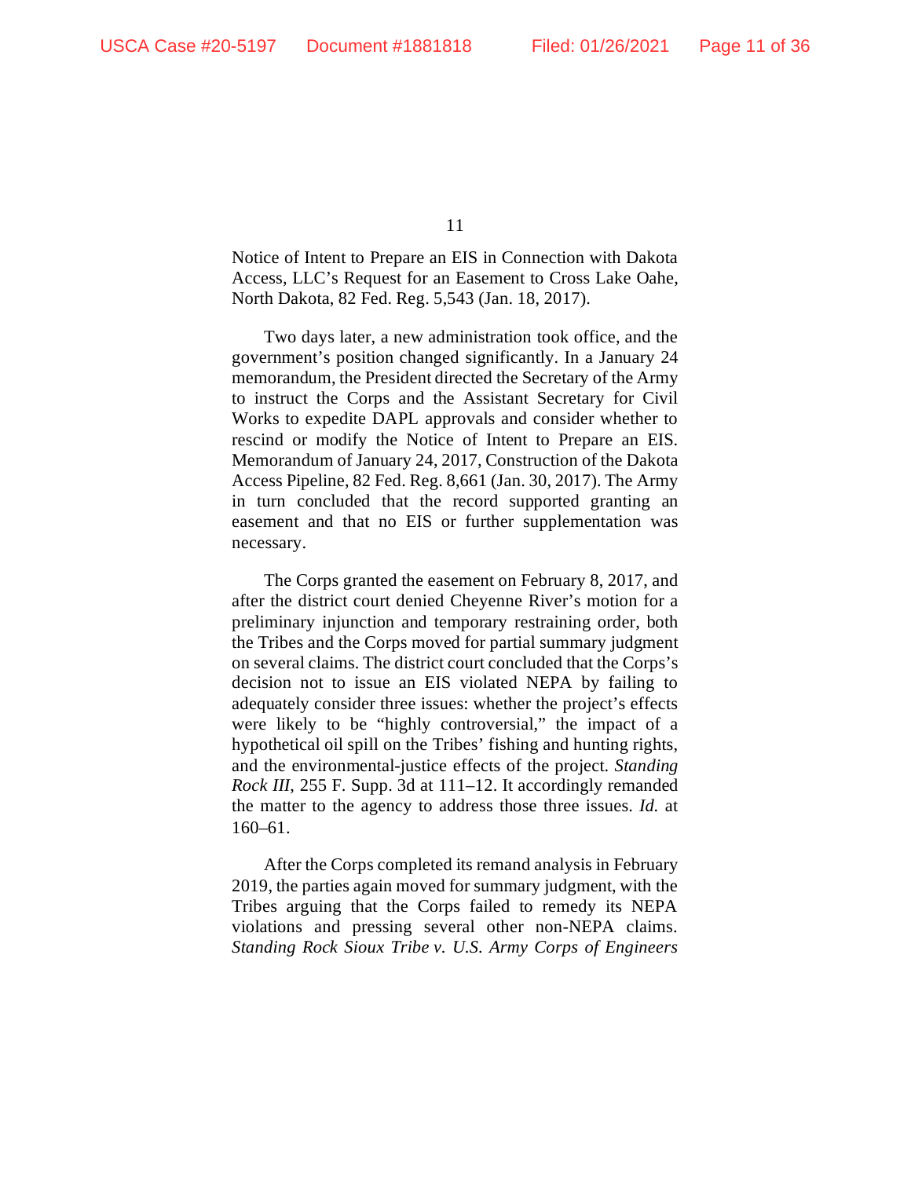Notice of Intent to Prepare an EIS in Connection with Dakota Access, LLC's Request for an Easement to Cross Lake Oahe, North Dakota, 82 Fed. Reg. 5,543 (Jan. 18, 2017).

Two days later, a new administration took office, and the government's position changed significantly. In a January 24 memorandum, the President directed the Secretary of the Army to instruct the Corps and the Assistant Secretary for Civil Works to expedite DAPL approvals and consider whether to rescind or modify the Notice of Intent to Prepare an EIS. Memorandum of January 24, 2017, Construction of the Dakota Access Pipeline, 82 Fed. Reg. 8,661 (Jan. 30, 2017). The Army in turn concluded that the record supported granting an easement and that no EIS or further supplementation was necessary.

The Corps granted the easement on February 8, 2017, and after the district court denied Cheyenne River's motion for a preliminary injunction and temporary restraining order, both the Tribes and the Corps moved for partial summary judgment on several claims. The district court concluded that the Corps's decision not to issue an EIS violated NEPA by failing to adequately consider three issues: whether the project's effects were likely to be "highly controversial," the impact of a hypothetical oil spill on the Tribes' fishing and hunting rights, and the environmental-justice effects of the project. *Standing Rock III*, 255 F. Supp. 3d at 111–12. It accordingly remanded the matter to the agency to address those three issues. *Id.* at 160–61.

After the Corps completed its remand analysis in February 2019, the parties again moved for summary judgment, with the Tribes arguing that the Corps failed to remedy its NEPA violations and pressing several other non-NEPA claims. *Standing Rock Sioux Tribe v. U.S. Army Corps of Engineers*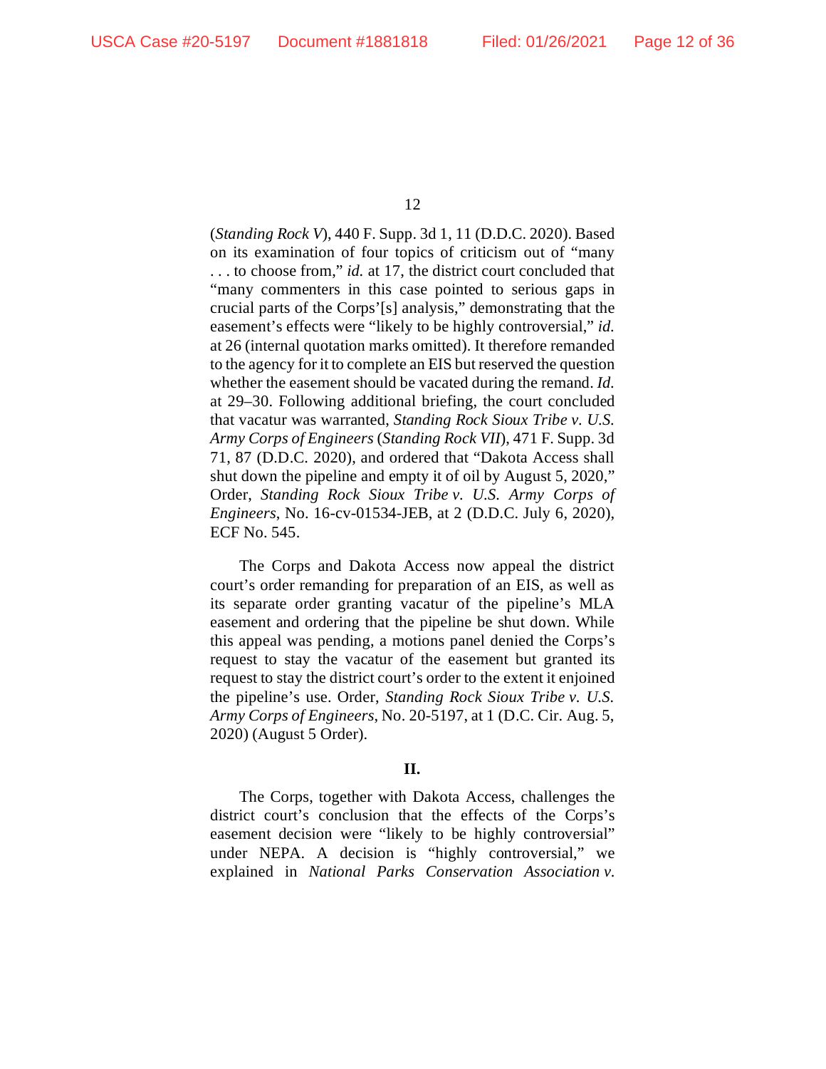(*Standing Rock V*), 440 F. Supp. 3d 1, 11 (D.D.C. 2020). Based on its examination of four topics of criticism out of "many . . . to choose from," *id.* at 17, the district court concluded that "many commenters in this case pointed to serious gaps in crucial parts of the Corps'[s] analysis," demonstrating that the easement's effects were "likely to be highly controversial," *id.* at 26 (internal quotation marks omitted). It therefore remanded to the agency for it to complete an EIS but reserved the question whether the easement should be vacated during the remand. *Id.* at 29–30. Following additional briefing, the court concluded that vacatur was warranted, *Standing Rock Sioux Tribe v. U.S. Army Corps of Engineers* (*Standing Rock VII*), 471 F. Supp. 3d 71, 87 (D.D.C. 2020), and ordered that "Dakota Access shall shut down the pipeline and empty it of oil by August 5, 2020," Order, *Standing Rock Sioux Tribe v. U.S. Army Corps of Engineers*, No. 16-cv-01534-JEB, at 2 (D.D.C. July 6, 2020), ECF No. 545.

The Corps and Dakota Access now appeal the district court's order remanding for preparation of an EIS, as well as its separate order granting vacatur of the pipeline's MLA easement and ordering that the pipeline be shut down. While this appeal was pending, a motions panel denied the Corps's request to stay the vacatur of the easement but granted its request to stay the district court's order to the extent it enjoined the pipeline's use. Order, *Standing Rock Sioux Tribe v. U.S. Army Corps of Engineers*, No. 20-5197, at 1 (D.C. Cir. Aug. 5, 2020) (August 5 Order).

## II.

The Corps, together with Dakota Access, challenges the district court's conclusion that the effects of the Corps's easement decision were "likely to be highly controversial" under NEPA. A decision is "highly controversial," we explained in *National Parks Conservation Association v.*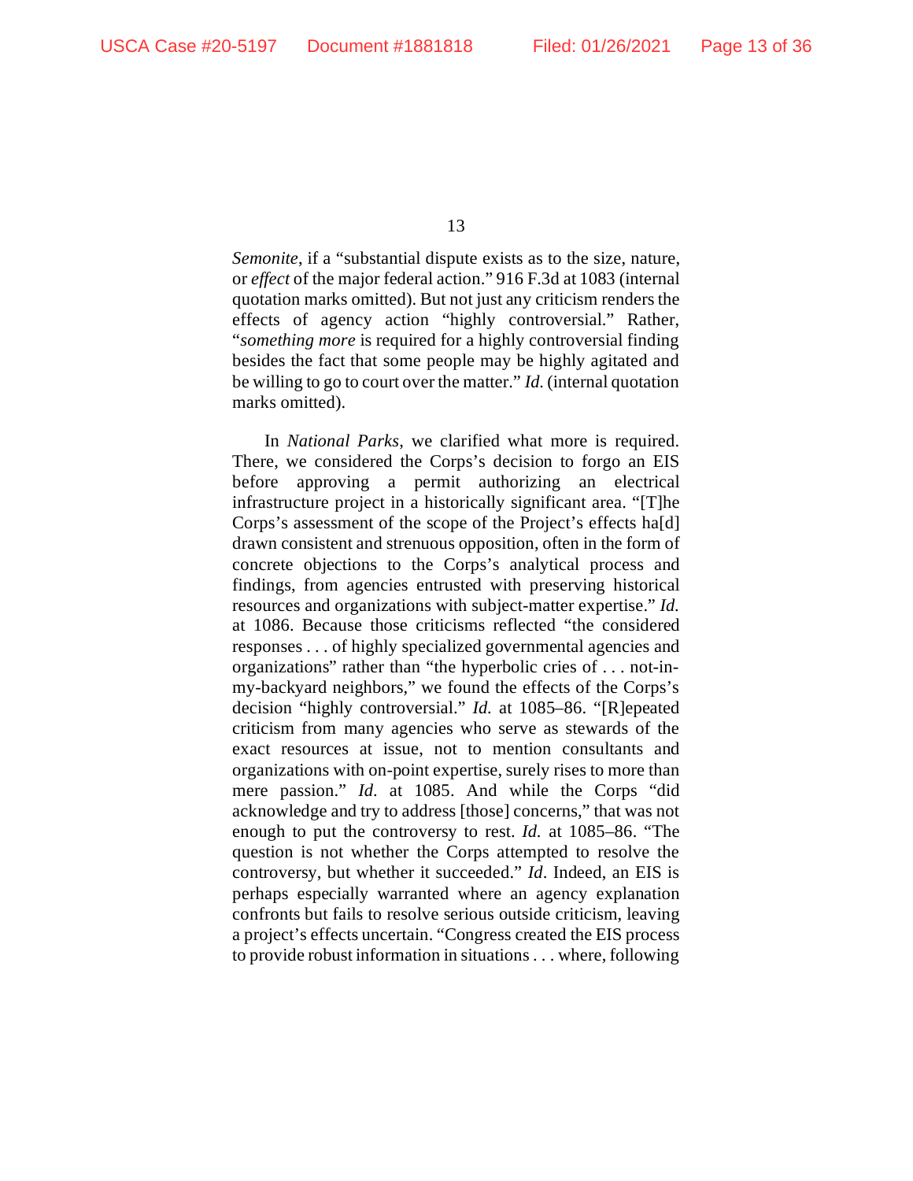*Semonite*, if a "substantial dispute exists as to the size, nature, or *effect* of the major federal action." 916 F.3d at 1083 (internal quotation marks omitted). But not just any criticism renders the effects of agency action "highly controversial." Rather, "*something more* is required for a highly controversial finding besides the fact that some people may be highly agitated and be willing to go to court over the matter." *Id.* (internal quotation marks omitted).

In *National Parks*, we clarified what more is required. There, we considered the Corps's decision to forgo an EIS before approving a permit authorizing an electrical infrastructure project in a historically significant area. "[T]he Corps's assessment of the scope of the Project's effects ha[d] drawn consistent and strenuous opposition, often in the form of concrete objections to the Corps's analytical process and findings, from agencies entrusted with preserving historical resources and organizations with subject-matter expertise." *Id.* at 1086. Because those criticisms reflected "the considered responses . . . of highly specialized governmental agencies and organizations" rather than "the hyperbolic cries of . . . not-in-my-backyard neighbors," we found the effects of the Corps's decision "highly controversial." *Id.* at 1085–86. "[R]epeated criticism from many agencies who serve as stewards of the exact resources at issue, not to mention consultants and organizations with on-point expertise, surely rises to more than mere passion." *Id.* at 1085. And while the Corps "did acknowledge and try to address [those] concerns," that was not enough to put the controversy to rest. *Id.* at 1085–86. "The question is not whether the Corps attempted to resolve the controversy, but whether it succeeded." *Id*. Indeed, an EIS is perhaps especially warranted where an agency explanation confronts but fails to resolve serious outside criticism, leaving a project's effects uncertain. "Congress created the EIS process to provide robust information in situations . . . where, following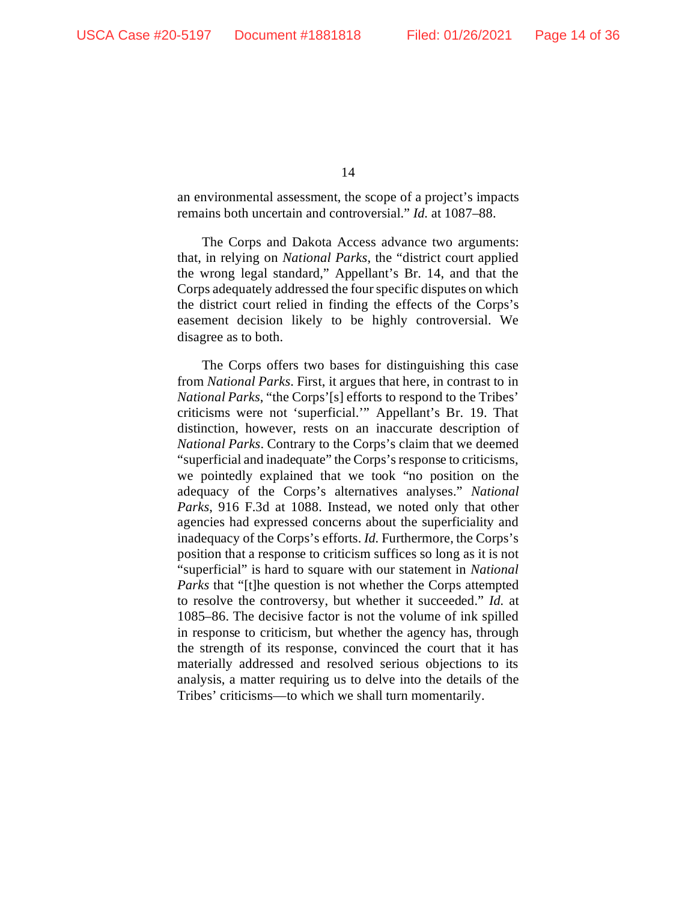an environmental assessment, the scope of a project's impacts remains both uncertain and controversial." *Id.* at 1087–88.

The Corps and Dakota Access advance two arguments: that, in relying on *National Parks*, the "district court applied the wrong legal standard," Appellant's Br. 14, and that the Corps adequately addressed the four specific disputes on which the district court relied in finding the effects of the Corps's easement decision likely to be highly controversial. We disagree as to both.

The Corps offers two bases for distinguishing this case from *National Parks*. First, it argues that here, in contrast to in *National Parks*, "the Corps'[s] efforts to respond to the Tribes' criticisms were not 'superficial.'" Appellant's Br. 19. That distinction, however, rests on an inaccurate description of *National Parks*. Contrary to the Corps's claim that we deemed "superficial and inadequate" the Corps's response to criticisms, we pointedly explained that we took "no position on the adequacy of the Corps's alternatives analyses." *National Parks*, 916 F.3d at 1088. Instead, we noted only that other agencies had expressed concerns about the superficiality and inadequacy of the Corps's efforts. *Id.* Furthermore, the Corps's position that a response to criticism suffices so long as it is not "superficial" is hard to square with our statement in *National Parks* that "[t]he question is not whether the Corps attempted to resolve the controversy, but whether it succeeded." *Id.* at 1085–86. The decisive factor is not the volume of ink spilled in response to criticism, but whether the agency has, through the strength of its response, convinced the court that it has materially addressed and resolved serious objections to its analysis, a matter requiring us to delve into the details of the Tribes' criticisms—to which we shall turn momentarily.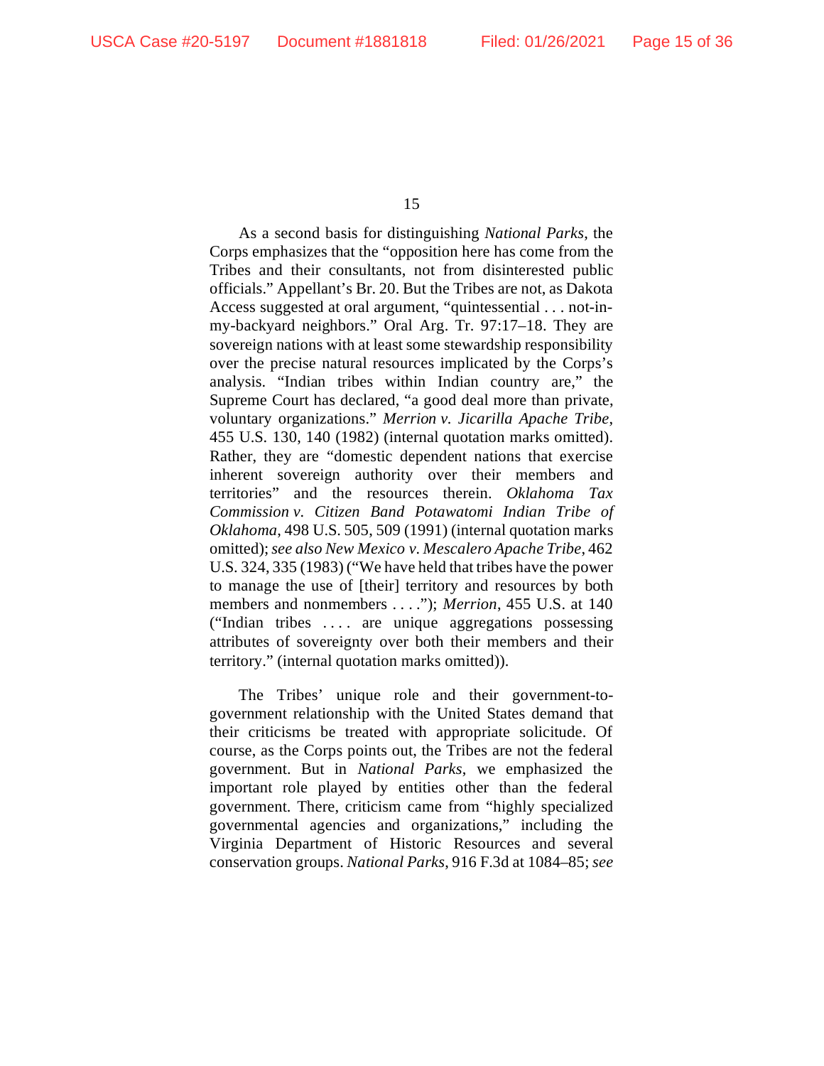As a second basis for distinguishing *National Parks*, the Corps emphasizes that the "opposition here has come from the Tribes and their consultants, not from disinterested public officials." Appellant's Br. 20. But the Tribes are not, as Dakota Access suggested at oral argument, "quintessential . . . not-in-my-backyard neighbors." Oral Arg. Tr. 97:17–18. They are sovereign nations with at least some stewardship responsibility over the precise natural resources implicated by the Corps's analysis. "Indian tribes within Indian country are," the Supreme Court has declared, "a good deal more than private, voluntary organizations." *Merrion v. Jicarilla Apache Tribe*, 455 U.S. 130, 140 (1982) (internal quotation marks omitted). Rather, they are "domestic dependent nations that exercise inherent sovereign authority over their members and territories" and the resources therein. *Oklahoma Tax Commission v. Citizen Band Potawatomi Indian Tribe of Oklahoma*, 498 U.S. 505, 509 (1991) (internal quotation marks omitted); *see also New Mexico v. Mescalero Apache Tribe*, 462 U.S. 324, 335 (1983) ("We have held that tribes have the power to manage the use of [their] territory and resources by both members and nonmembers . . . ."); *Merrion*, 455 U.S. at 140 ("Indian tribes . . . . are unique aggregations possessing attributes of sovereignty over both their members and their territory." (internal quotation marks omitted)).

The Tribes' unique role and their government-to-government relationship with the United States demand that their criticisms be treated with appropriate solicitude. Of course, as the Corps points out, the Tribes are not the federal government. But in *National Parks*, we emphasized the important role played by entities other than the federal government. There, criticism came from "highly specialized governmental agencies and organizations," including the Virginia Department of Historic Resources and several conservation groups. *National Parks*, 916 F.3d at 1084–85; *see*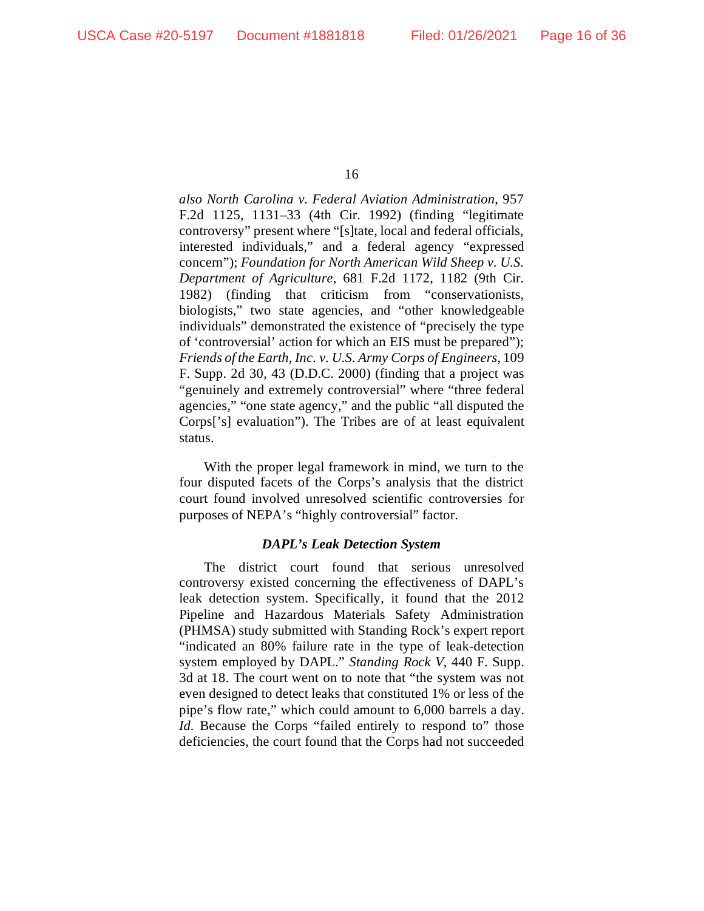*also North Carolina v. Federal Aviation Administration*, 957 F.2d 1125, 1131–33 (4th Cir. 1992) (finding "legitimate controversy" present where "[s]tate, local and federal officials, interested individuals," and a federal agency "expressed concern"); *Foundation for North American Wild Sheep v. U.S. Department of Agriculture*, 681 F.2d 1172, 1182 (9th Cir. 1982) (finding that criticism from "conservationists, biologists," two state agencies, and "other knowledgeable individuals" demonstrated the existence of "precisely the type of 'controversial' action for which an EIS must be prepared"); *Friends of the Earth, Inc. v. U.S. Army Corps of Engineers*, 109 F. Supp. 2d 30, 43 (D.D.C. 2000) (finding that a project was "genuinely and extremely controversial" where "three federal agencies," "one state agency," and the public "all disputed the Corps['s] evaluation"). The Tribes are of at least equivalent status.

With the proper legal framework in mind, we turn to the four disputed facets of the Corps's analysis that the district court found involved unresolved scientific controversies for purposes of NEPA's "highly controversial" factor.

***DAPL's Leak Detection System***

The district court found that serious unresolved controversy existed concerning the effectiveness of DAPL's leak detection system. Specifically, it found that the 2012 Pipeline and Hazardous Materials Safety Administration (PHMSA) study submitted with Standing Rock's expert report "indicated an 80% failure rate in the type of leak-detection system employed by DAPL." *Standing Rock V*, 440 F. Supp. 3d at 18. The court went on to note that "the system was not even designed to detect leaks that constituted 1% or less of the pipe's flow rate," which could amount to 6,000 barrels a day. *Id.* Because the Corps "failed entirely to respond to" those deficiencies, the court found that the Corps had not succeeded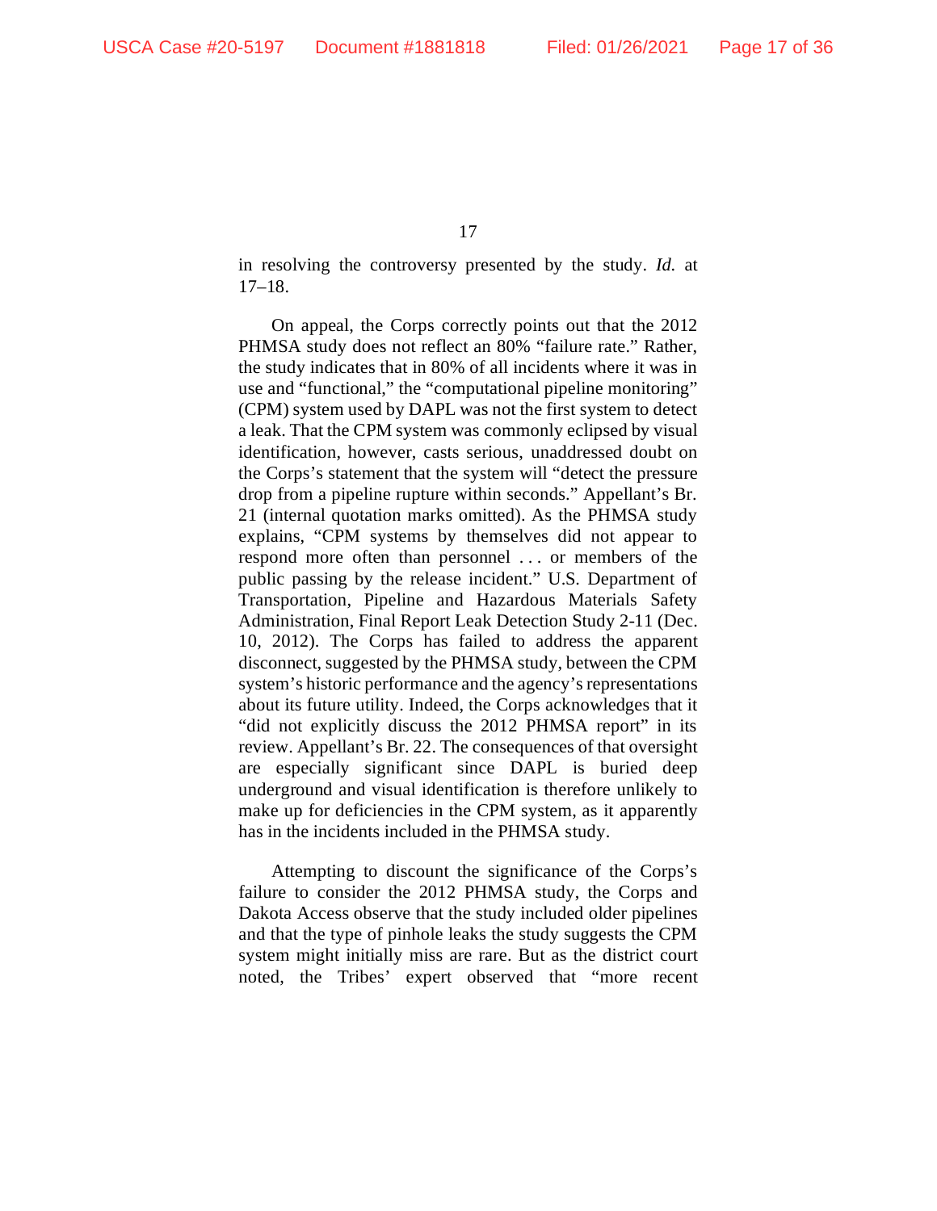in resolving the controversy presented by the study. *Id.* at 17–18.

On appeal, the Corps correctly points out that the 2012 PHMSA study does not reflect an 80% "failure rate." Rather, the study indicates that in 80% of all incidents where it was in use and "functional," the "computational pipeline monitoring" (CPM) system used by DAPL was not the first system to detect a leak. That the CPM system was commonly eclipsed by visual identification, however, casts serious, unaddressed doubt on the Corps's statement that the system will "detect the pressure drop from a pipeline rupture within seconds." Appellant's Br. 21 (internal quotation marks omitted). As the PHMSA study explains, "CPM systems by themselves did not appear to respond more often than personnel . . . or members of the public passing by the release incident." U.S. Department of Transportation, Pipeline and Hazardous Materials Safety Administration, Final Report Leak Detection Study 2-11 (Dec. 10, 2012). The Corps has failed to address the apparent disconnect, suggested by the PHMSA study, between the CPM system's historic performance and the agency's representations about its future utility. Indeed, the Corps acknowledges that it "did not explicitly discuss the 2012 PHMSA report" in its review. Appellant's Br. 22. The consequences of that oversight are especially significant since DAPL is buried deep underground and visual identification is therefore unlikely to make up for deficiencies in the CPM system, as it apparently has in the incidents included in the PHMSA study.

Attempting to discount the significance of the Corps's failure to consider the 2012 PHMSA study, the Corps and Dakota Access observe that the study included older pipelines and that the type of pinhole leaks the study suggests the CPM system might initially miss are rare. But as the district court noted, the Tribes' expert observed that "more recent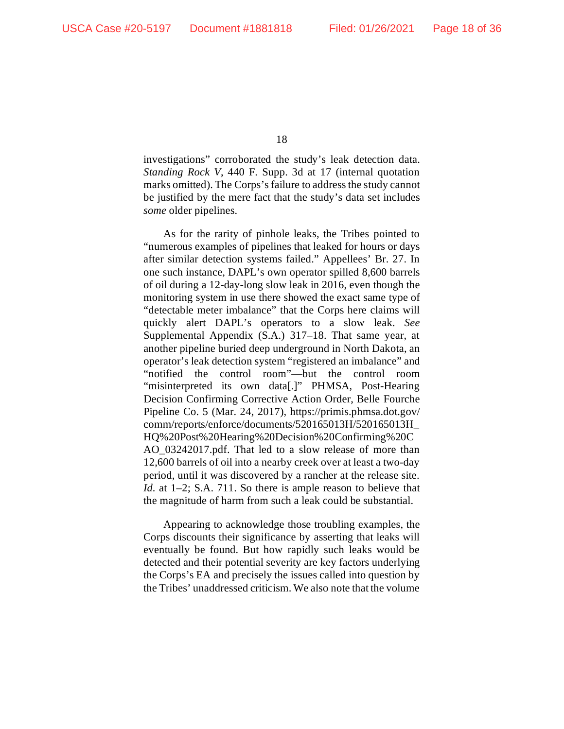investigations" corroborated the study's leak detection data. *Standing Rock V*, 440 F. Supp. 3d at 17 (internal quotation marks omitted). The Corps's failure to address the study cannot be justified by the mere fact that the study's data set includes *some* older pipelines.

As for the rarity of pinhole leaks, the Tribes pointed to "numerous examples of pipelines that leaked for hours or days after similar detection systems failed." Appellees' Br. 27. In one such instance, DAPL's own operator spilled 8,600 barrels of oil during a 12-day-long slow leak in 2016, even though the monitoring system in use there showed the exact same type of "detectable meter imbalance" that the Corps here claims will quickly alert DAPL's operators to a slow leak. *See* Supplemental Appendix (S.A.) 317–18. That same year, at another pipeline buried deep underground in North Dakota, an operator's leak detection system "registered an imbalance" and "notified the control room"—but the control room "misinterpreted its own data[.]" PHMSA, Post-Hearing Decision Confirming Corrective Action Order, Belle Fourche Pipeline Co. 5 (Mar. 24, 2017), https://primis.phmsa.dot.gov/comm/reports/enforce/documents/520165013H/520165013H_HQ%20Post%20Hearing%20Decision%20Confirming%20CAO_03242017.pdf. That led to a slow release of more than 12,600 barrels of oil into a nearby creek over at least a two-day period, until it was discovered by a rancher at the release site. *Id.* at 1–2; S.A. 711. So there is ample reason to believe that the magnitude of harm from such a leak could be substantial.

Appearing to acknowledge those troubling examples, the Corps discounts their significance by asserting that leaks will eventually be found. But how rapidly such leaks would be detected and their potential severity are key factors underlying the Corps's EA and precisely the issues called into question by the Tribes' unaddressed criticism. We also note that the volume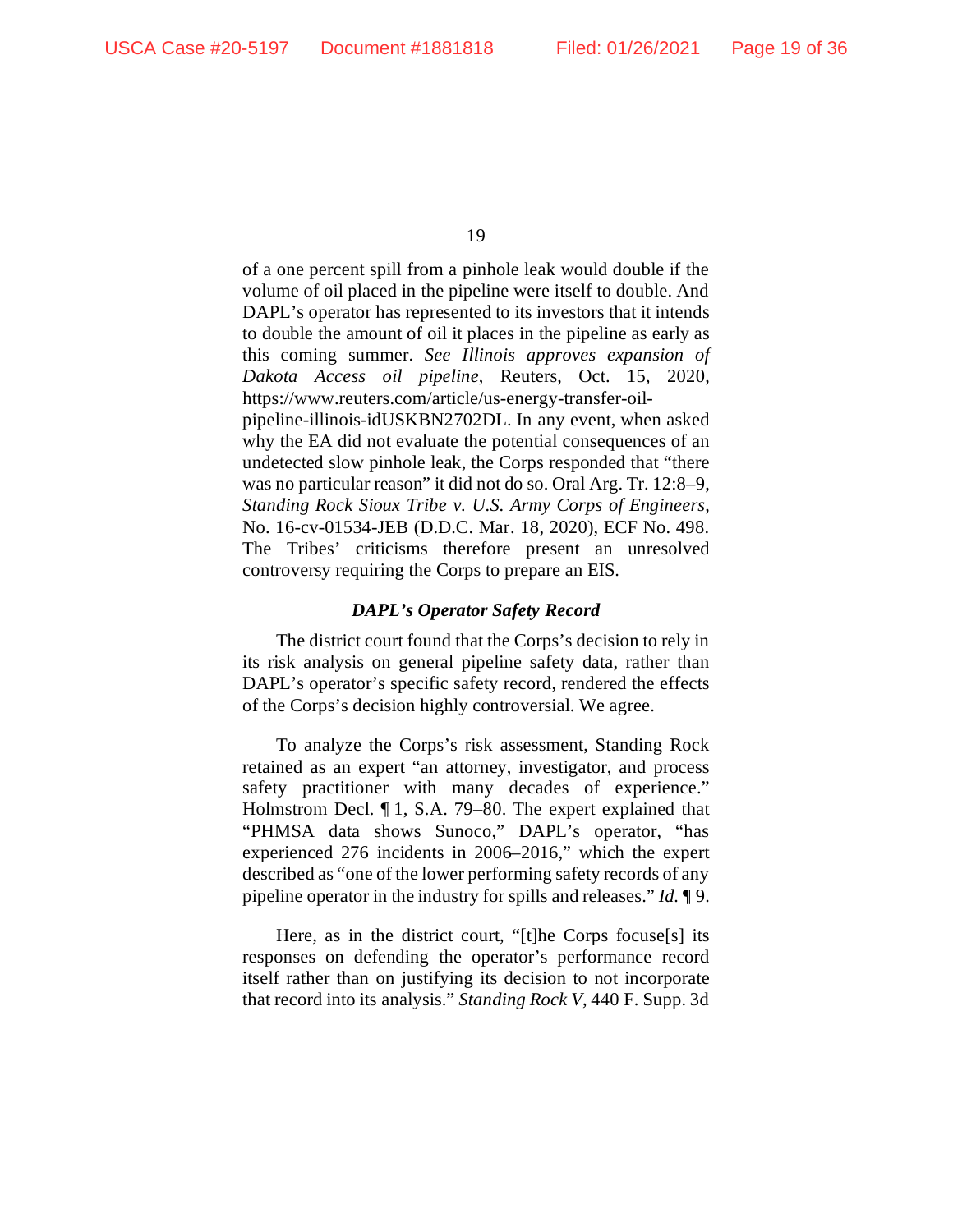of a one percent spill from a pinhole leak would double if the volume of oil placed in the pipeline were itself to double. And DAPL's operator has represented to its investors that it intends to double the amount of oil it places in the pipeline as early as this coming summer. *See Illinois approves expansion of Dakota Access oil pipeline*, Reuters, Oct. 15, 2020, https://www.reuters.com/article/us-energy-transfer-oil-pipeline-illinois-idUSKBN2702DL. In any event, when asked why the EA did not evaluate the potential consequences of an undetected slow pinhole leak, the Corps responded that "there was no particular reason" it did not do so. Oral Arg. Tr. 12:8–9, *Standing Rock Sioux Tribe v. U.S. Army Corps of Engineers*, No. 16-cv-01534-JEB (D.D.C. Mar. 18, 2020), ECF No. 498. The Tribes' criticisms therefore present an unresolved controversy requiring the Corps to prepare an EIS.

***DAPL's Operator Safety Record***

The district court found that the Corps's decision to rely in its risk analysis on general pipeline safety data, rather than DAPL's operator's specific safety record, rendered the effects of the Corps's decision highly controversial. We agree.

To analyze the Corps's risk assessment, Standing Rock retained as an expert "an attorney, investigator, and process safety practitioner with many decades of experience." Holmstrom Decl. ¶ 1, S.A. 79–80. The expert explained that "PHMSA data shows Sunoco," DAPL's operator, "has experienced 276 incidents in 2006–2016," which the expert described as "one of the lower performing safety records of any pipeline operator in the industry for spills and releases." *Id.* ¶ 9.

Here, as in the district court, "[t]he Corps focuse[s] its responses on defending the operator's performance record itself rather than on justifying its decision to not incorporate that record into its analysis." *Standing Rock V*, 440 F. Supp. 3d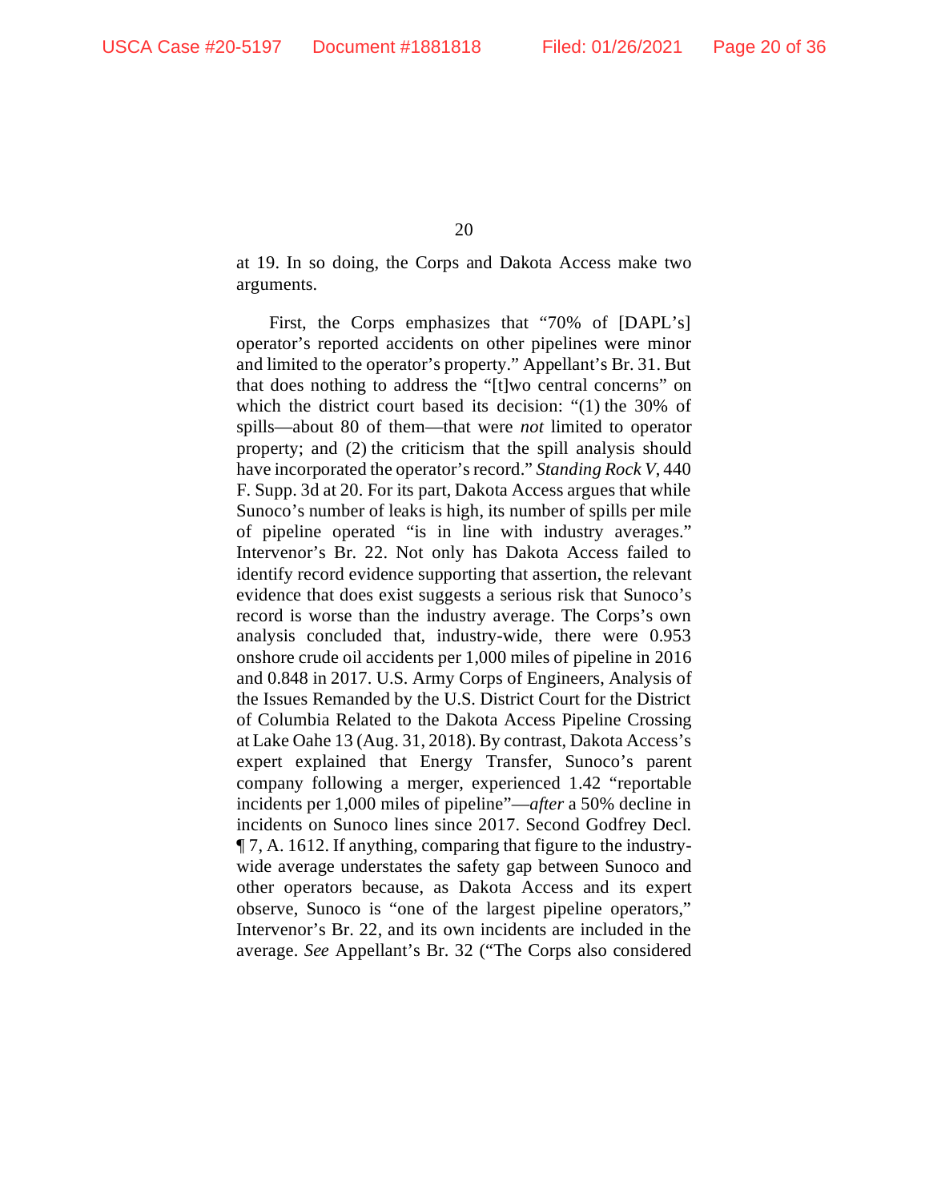at 19. In so doing, the Corps and Dakota Access make two arguments.

First, the Corps emphasizes that "70% of [DAPL's] operator's reported accidents on other pipelines were minor and limited to the operator's property." Appellant's Br. 31. But that does nothing to address the "[t]wo central concerns" on which the district court based its decision: "(1) the 30% of spills—about 80 of them—that were *not* limited to operator property; and (2) the criticism that the spill analysis should have incorporated the operator's record." *Standing Rock V*, 440 F. Supp. 3d at 20. For its part, Dakota Access argues that while Sunoco's number of leaks is high, its number of spills per mile of pipeline operated "is in line with industry averages." Intervenor's Br. 22. Not only has Dakota Access failed to identify record evidence supporting that assertion, the relevant evidence that does exist suggests a serious risk that Sunoco's record is worse than the industry average. The Corps's own analysis concluded that, industry-wide, there were 0.953 onshore crude oil accidents per 1,000 miles of pipeline in 2016 and 0.848 in 2017. U.S. Army Corps of Engineers, Analysis of the Issues Remanded by the U.S. District Court for the District of Columbia Related to the Dakota Access Pipeline Crossing at Lake Oahe 13 (Aug. 31, 2018). By contrast, Dakota Access's expert explained that Energy Transfer, Sunoco's parent company following a merger, experienced 1.42 "reportable incidents per 1,000 miles of pipeline"—*after* a 50% decline in incidents on Sunoco lines since 2017. Second Godfrey Decl. ¶ 7, A. 1612. If anything, comparing that figure to the industry-wide average understates the safety gap between Sunoco and other operators because, as Dakota Access and its expert observe, Sunoco is "one of the largest pipeline operators," Intervenor's Br. 22, and its own incidents are included in the average. *See* Appellant's Br. 32 ("The Corps also considered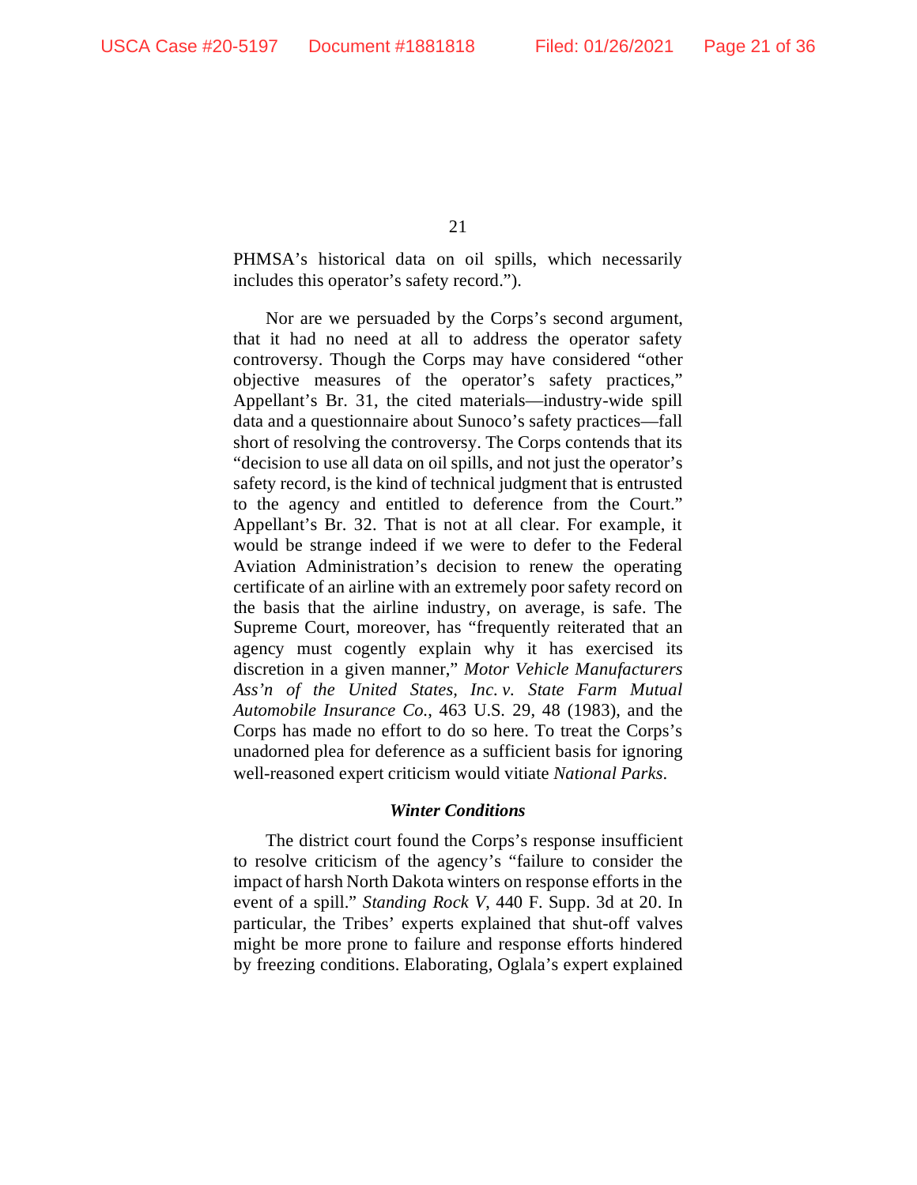PHMSA's historical data on oil spills, which necessarily includes this operator's safety record.").

Nor are we persuaded by the Corps's second argument, that it had no need at all to address the operator safety controversy. Though the Corps may have considered "other objective measures of the operator's safety practices," Appellant's Br. 31, the cited materials—industry-wide spill data and a questionnaire about Sunoco's safety practices—fall short of resolving the controversy. The Corps contends that its "decision to use all data on oil spills, and not just the operator's safety record, is the kind of technical judgment that is entrusted to the agency and entitled to deference from the Court." Appellant's Br. 32. That is not at all clear. For example, it would be strange indeed if we were to defer to the Federal Aviation Administration's decision to renew the operating certificate of an airline with an extremely poor safety record on the basis that the airline industry, on average, is safe. The Supreme Court, moreover, has "frequently reiterated that an agency must cogently explain why it has exercised its discretion in a given manner," *Motor Vehicle Manufacturers Ass'n of the United States, Inc. v. State Farm Mutual Automobile Insurance Co.*, 463 U.S. 29, 48 (1983), and the Corps has made no effort to do so here. To treat the Corps's unadorned plea for deference as a sufficient basis for ignoring well-reasoned expert criticism would vitiate *National Parks*.

### *Winter Conditions*

The district court found the Corps's response insufficient to resolve criticism of the agency's "failure to consider the impact of harsh North Dakota winters on response efforts in the event of a spill." *Standing Rock V*, 440 F. Supp. 3d at 20. In particular, the Tribes' experts explained that shut-off valves might be more prone to failure and response efforts hindered by freezing conditions. Elaborating, Oglala's expert explained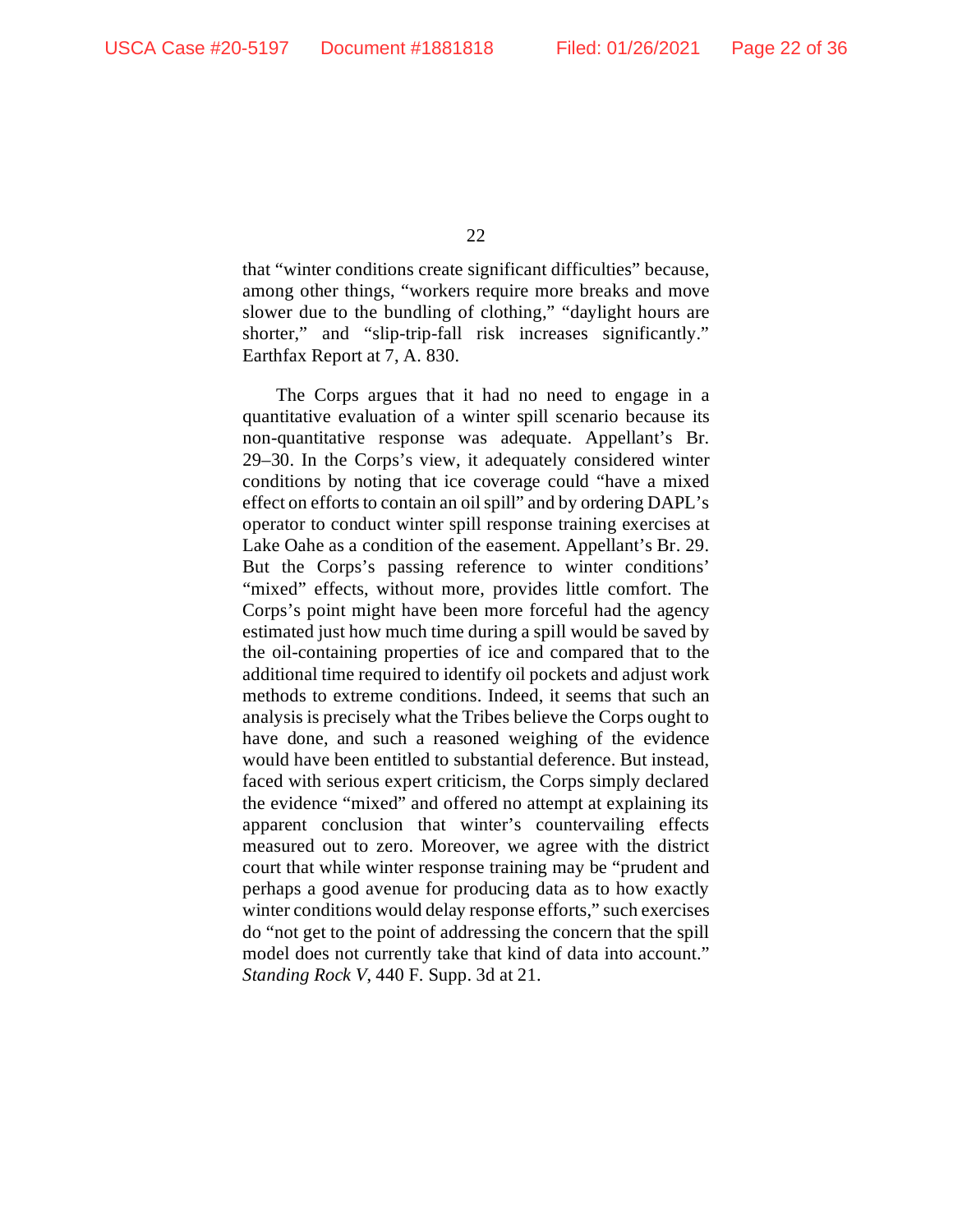that "winter conditions create significant difficulties" because, among other things, "workers require more breaks and move slower due to the bundling of clothing," "daylight hours are shorter," and "slip-trip-fall risk increases significantly." Earthfax Report at 7, A. 830.

The Corps argues that it had no need to engage in a quantitative evaluation of a winter spill scenario because its non-quantitative response was adequate. Appellant's Br. 29–30. In the Corps's view, it adequately considered winter conditions by noting that ice coverage could "have a mixed effect on efforts to contain an oil spill" and by ordering DAPL's operator to conduct winter spill response training exercises at Lake Oahe as a condition of the easement. Appellant's Br. 29. But the Corps's passing reference to winter conditions' "mixed" effects, without more, provides little comfort. The Corps's point might have been more forceful had the agency estimated just how much time during a spill would be saved by the oil-containing properties of ice and compared that to the additional time required to identify oil pockets and adjust work methods to extreme conditions. Indeed, it seems that such an analysis is precisely what the Tribes believe the Corps ought to have done, and such a reasoned weighing of the evidence would have been entitled to substantial deference. But instead, faced with serious expert criticism, the Corps simply declared the evidence "mixed" and offered no attempt at explaining its apparent conclusion that winter's countervailing effects measured out to zero. Moreover, we agree with the district court that while winter response training may be "prudent and perhaps a good avenue for producing data as to how exactly winter conditions would delay response efforts," such exercises do "not get to the point of addressing the concern that the spill model does not currently take that kind of data into account." *Standing Rock V*, 440 F. Supp. 3d at 21.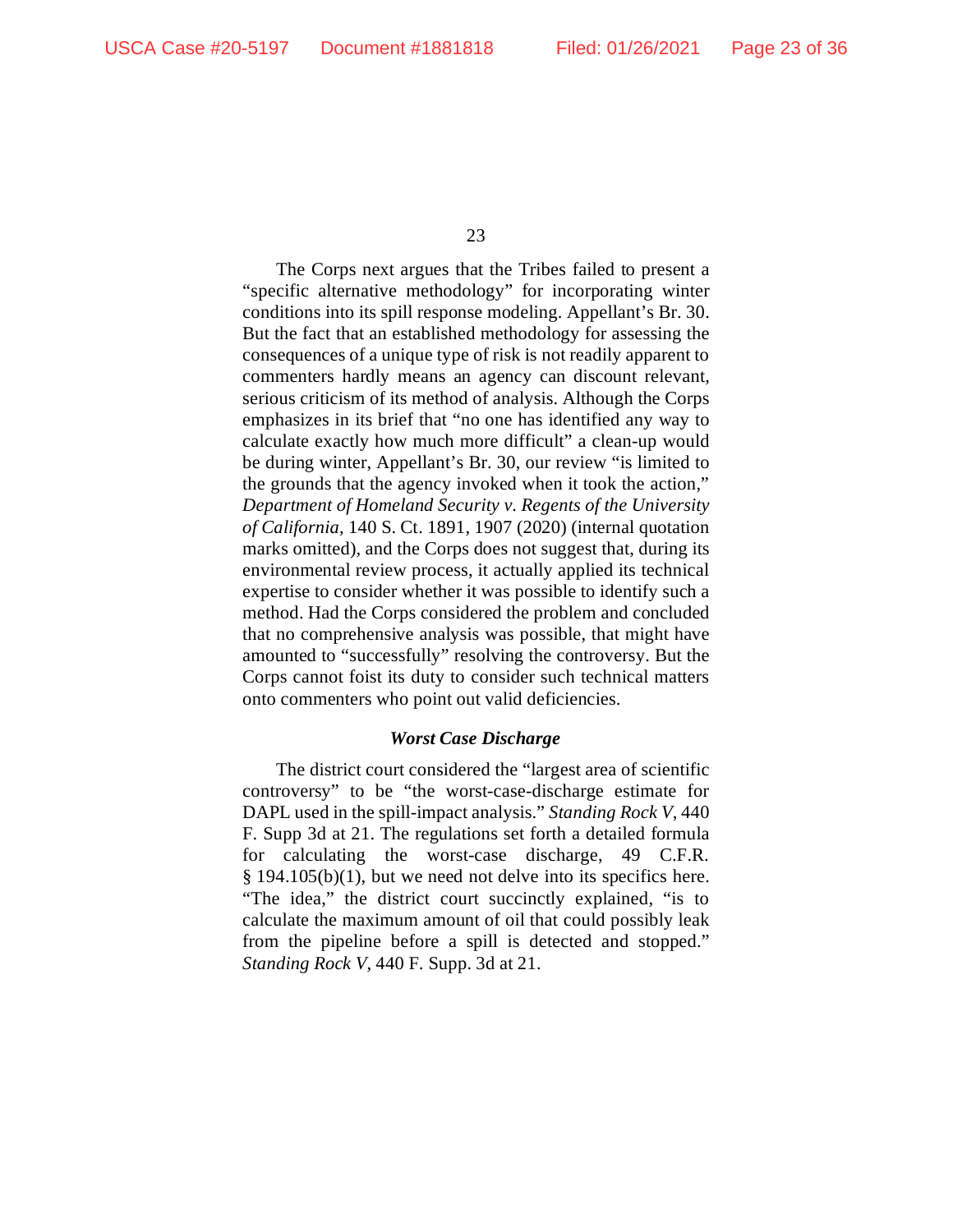The Corps next argues that the Tribes failed to present a "specific alternative methodology" for incorporating winter conditions into its spill response modeling. Appellant's Br. 30. But the fact that an established methodology for assessing the consequences of a unique type of risk is not readily apparent to commenters hardly means an agency can discount relevant, serious criticism of its method of analysis. Although the Corps emphasizes in its brief that "no one has identified any way to calculate exactly how much more difficult" a clean-up would be during winter, Appellant's Br. 30, our review "is limited to the grounds that the agency invoked when it took the action," *Department of Homeland Security v. Regents of the University of California*, 140 S. Ct. 1891, 1907 (2020) (internal quotation marks omitted), and the Corps does not suggest that, during its environmental review process, it actually applied its technical expertise to consider whether it was possible to identify such a method. Had the Corps considered the problem and concluded that no comprehensive analysis was possible, that might have amounted to "successfully" resolving the controversy. But the Corps cannot foist its duty to consider such technical matters onto commenters who point out valid deficiencies.

### *Worst Case Discharge*

The district court considered the "largest area of scientific controversy" to be "the worst-case-discharge estimate for DAPL used in the spill-impact analysis." *Standing Rock V*, 440 F. Supp 3d at 21. The regulations set forth a detailed formula for calculating the worst-case discharge, 49 C.F.R. § 194.105(b)(1), but we need not delve into its specifics here. "The idea," the district court succinctly explained, "is to calculate the maximum amount of oil that could possibly leak from the pipeline before a spill is detected and stopped." *Standing Rock V*, 440 F. Supp. 3d at 21.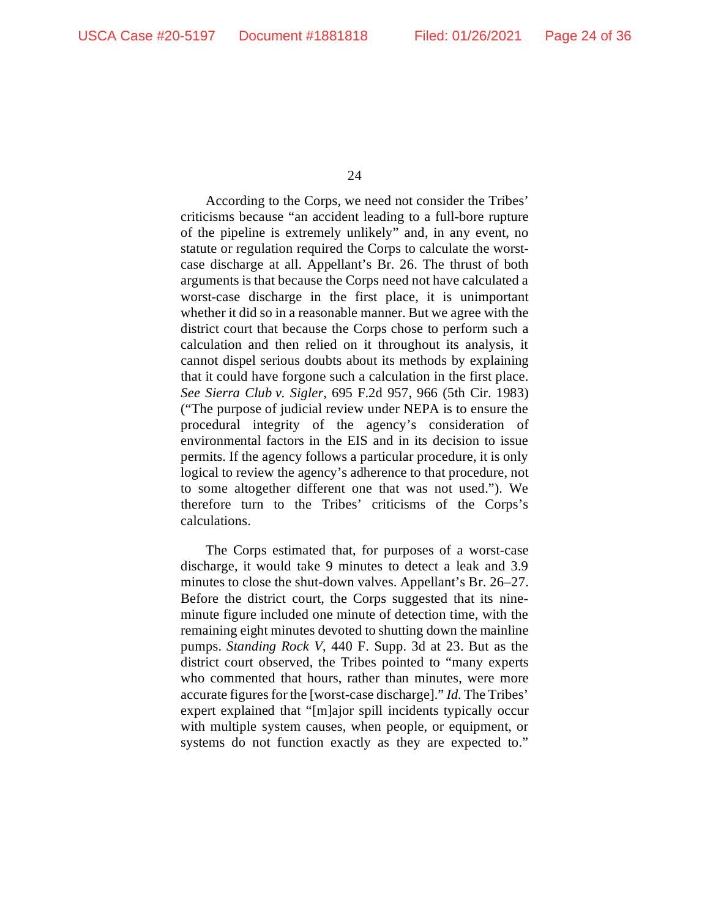According to the Corps, we need not consider the Tribes' criticisms because "an accident leading to a full-bore rupture of the pipeline is extremely unlikely" and, in any event, no statute or regulation required the Corps to calculate the worst-case discharge at all. Appellant's Br. 26. The thrust of both arguments is that because the Corps need not have calculated a worst-case discharge in the first place, it is unimportant whether it did so in a reasonable manner. But we agree with the district court that because the Corps chose to perform such a calculation and then relied on it throughout its analysis, it cannot dispel serious doubts about its methods by explaining that it could have forgone such a calculation in the first place. *See Sierra Club v. Sigler*, 695 F.2d 957, 966 (5th Cir. 1983) ("The purpose of judicial review under NEPA is to ensure the procedural integrity of the agency's consideration of environmental factors in the EIS and in its decision to issue permits. If the agency follows a particular procedure, it is only logical to review the agency's adherence to that procedure, not to some altogether different one that was not used."). We therefore turn to the Tribes' criticisms of the Corps's calculations.

The Corps estimated that, for purposes of a worst-case discharge, it would take 9 minutes to detect a leak and 3.9 minutes to close the shut-down valves. Appellant's Br. 26–27. Before the district court, the Corps suggested that its nine-minute figure included one minute of detection time, with the remaining eight minutes devoted to shutting down the mainline pumps. *Standing Rock V*, 440 F. Supp. 3d at 23. But as the district court observed, the Tribes pointed to "many experts who commented that hours, rather than minutes, were more accurate figures for the [worst-case discharge]." *Id.* The Tribes' expert explained that "[m]ajor spill incidents typically occur with multiple system causes, when people, or equipment, or systems do not function exactly as they are expected to."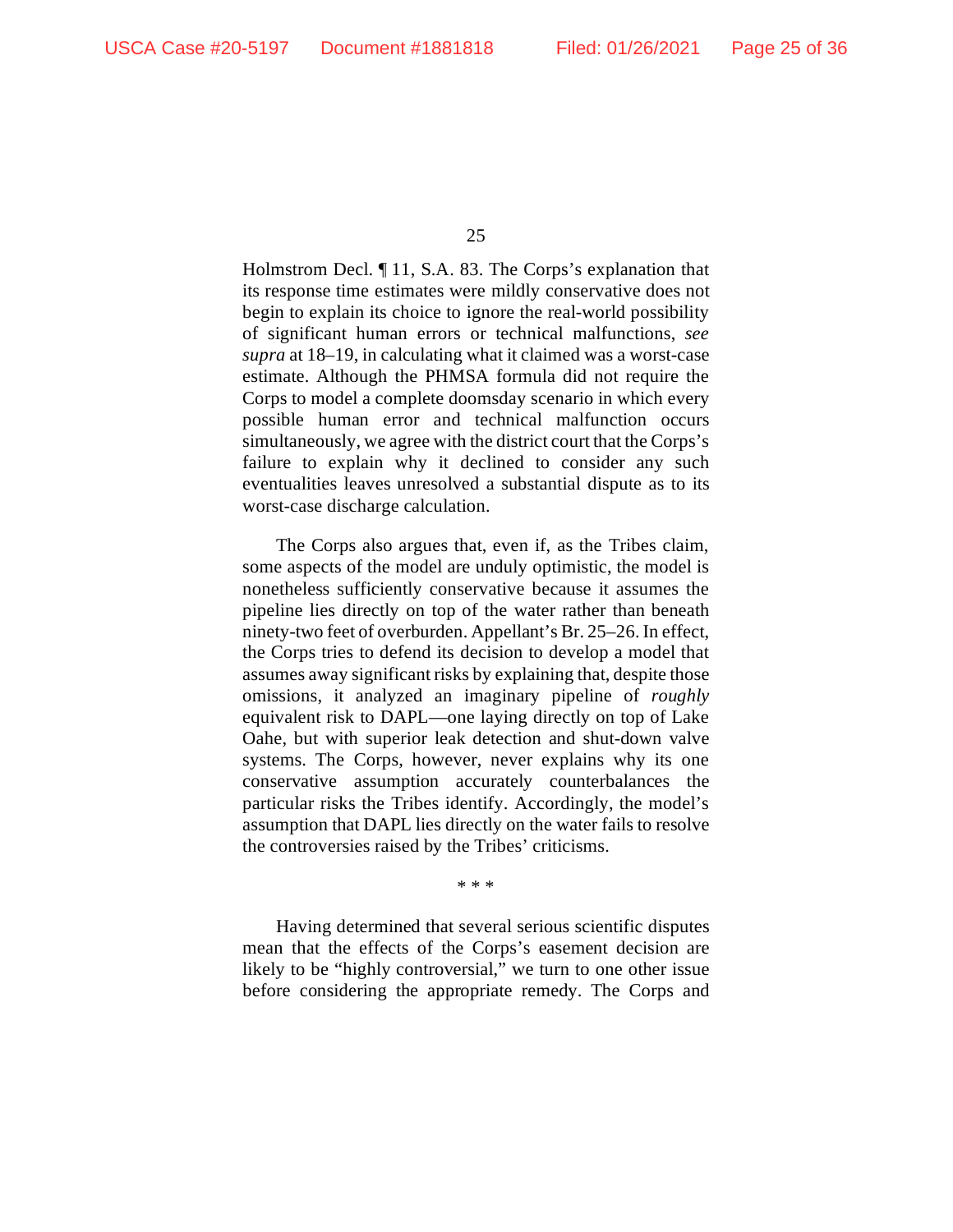Holmstrom Decl. ¶ 11, S.A. 83. The Corps's explanation that its response time estimates were mildly conservative does not begin to explain its choice to ignore the real-world possibility of significant human errors or technical malfunctions, *see supra* at 18–19, in calculating what it claimed was a worst-case estimate. Although the PHMSA formula did not require the Corps to model a complete doomsday scenario in which every possible human error and technical malfunction occurs simultaneously, we agree with the district court that the Corps's failure to explain why it declined to consider any such eventualities leaves unresolved a substantial dispute as to its worst-case discharge calculation.

The Corps also argues that, even if, as the Tribes claim, some aspects of the model are unduly optimistic, the model is nonetheless sufficiently conservative because it assumes the pipeline lies directly on top of the water rather than beneath ninety-two feet of overburden. Appellant's Br. 25–26. In effect, the Corps tries to defend its decision to develop a model that assumes away significant risks by explaining that, despite those omissions, it analyzed an imaginary pipeline of *roughly* equivalent risk to DAPL—one laying directly on top of Lake Oahe, but with superior leak detection and shut-down valve systems. The Corps, however, never explains why its one conservative assumption accurately counterbalances the particular risks the Tribes identify. Accordingly, the model's assumption that DAPL lies directly on the water fails to resolve the controversies raised by the Tribes' criticisms.

\* \* \*

Having determined that several serious scientific disputes mean that the effects of the Corps's easement decision are likely to be "highly controversial," we turn to one other issue before considering the appropriate remedy. The Corps and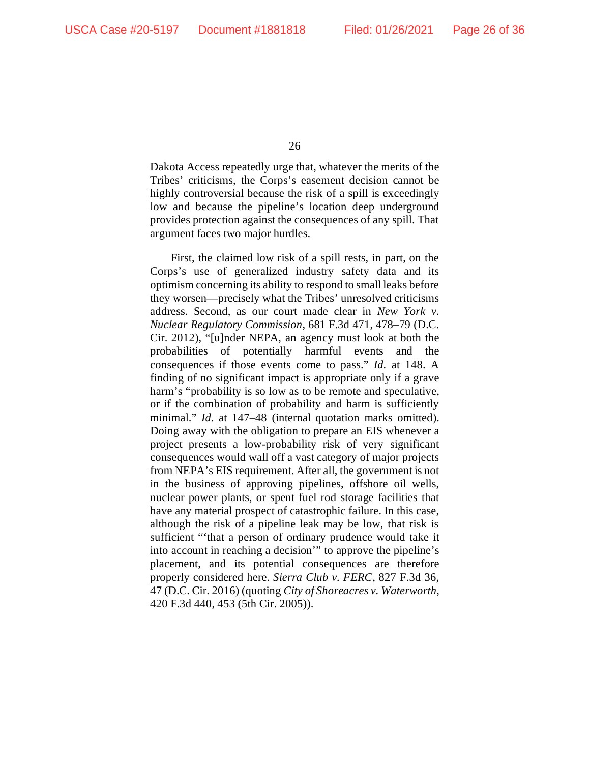Dakota Access repeatedly urge that, whatever the merits of the Tribes' criticisms, the Corps's easement decision cannot be highly controversial because the risk of a spill is exceedingly low and because the pipeline's location deep underground provides protection against the consequences of any spill. That argument faces two major hurdles.

First, the claimed low risk of a spill rests, in part, on the Corps's use of generalized industry safety data and its optimism concerning its ability to respond to small leaks before they worsen—precisely what the Tribes' unresolved criticisms address. Second, as our court made clear in *New York v. Nuclear Regulatory Commission*, 681 F.3d 471, 478–79 (D.C. Cir. 2012), "[u]nder NEPA, an agency must look at both the probabilities of potentially harmful events and the consequences if those events come to pass." *Id.* at 148. A finding of no significant impact is appropriate only if a grave harm's "probability is so low as to be remote and speculative, or if the combination of probability and harm is sufficiently minimal." *Id.* at 147–48 (internal quotation marks omitted). Doing away with the obligation to prepare an EIS whenever a project presents a low-probability risk of very significant consequences would wall off a vast category of major projects from NEPA's EIS requirement. After all, the government is not in the business of approving pipelines, offshore oil wells, nuclear power plants, or spent fuel rod storage facilities that have any material prospect of catastrophic failure. In this case, although the risk of a pipeline leak may be low, that risk is sufficient "'that a person of ordinary prudence would take it into account in reaching a decision'" to approve the pipeline's placement, and its potential consequences are therefore properly considered here. *Sierra Club v. FERC*, 827 F.3d 36, 47 (D.C. Cir. 2016) (quoting *City of Shoreacres v. Waterworth*, 420 F.3d 440, 453 (5th Cir. 2005)).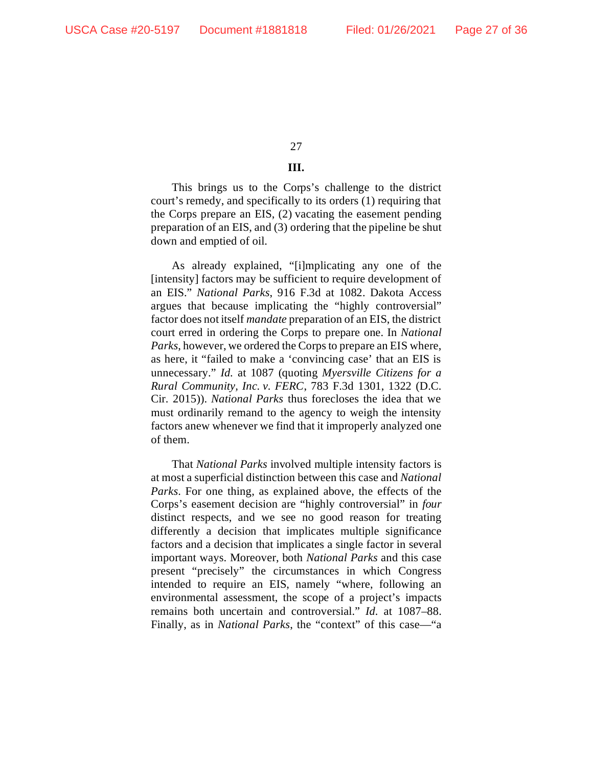### III.

This brings us to the Corps's challenge to the district court's remedy, and specifically to its orders (1) requiring that the Corps prepare an EIS, (2) vacating the easement pending preparation of an EIS, and (3) ordering that the pipeline be shut down and emptied of oil.

As already explained, "[i]mplicating any one of the [intensity] factors may be sufficient to require development of an EIS." *National Parks*, 916 F.3d at 1082. Dakota Access argues that because implicating the "highly controversial" factor does not itself *mandate* preparation of an EIS, the district court erred in ordering the Corps to prepare one. In *National Parks*, however, we ordered the Corps to prepare an EIS where, as here, it "failed to make a 'convincing case' that an EIS is unnecessary." *Id.* at 1087 (quoting *Myersville Citizens for a Rural Community, Inc. v. FERC*, 783 F.3d 1301, 1322 (D.C. Cir. 2015)). *National Parks* thus forecloses the idea that we must ordinarily remand to the agency to weigh the intensity factors anew whenever we find that it improperly analyzed one of them.

That *National Parks* involved multiple intensity factors is at most a superficial distinction between this case and *National Parks*. For one thing, as explained above, the effects of the Corps's easement decision are "highly controversial" in *four* distinct respects, and we see no good reason for treating differently a decision that implicates multiple significance factors and a decision that implicates a single factor in several important ways. Moreover, both *National Parks* and this case present "precisely" the circumstances in which Congress intended to require an EIS, namely "where, following an environmental assessment, the scope of a project's impacts remains both uncertain and controversial." *Id.* at 1087–88. Finally, as in *National Parks*, the "context" of this case—"a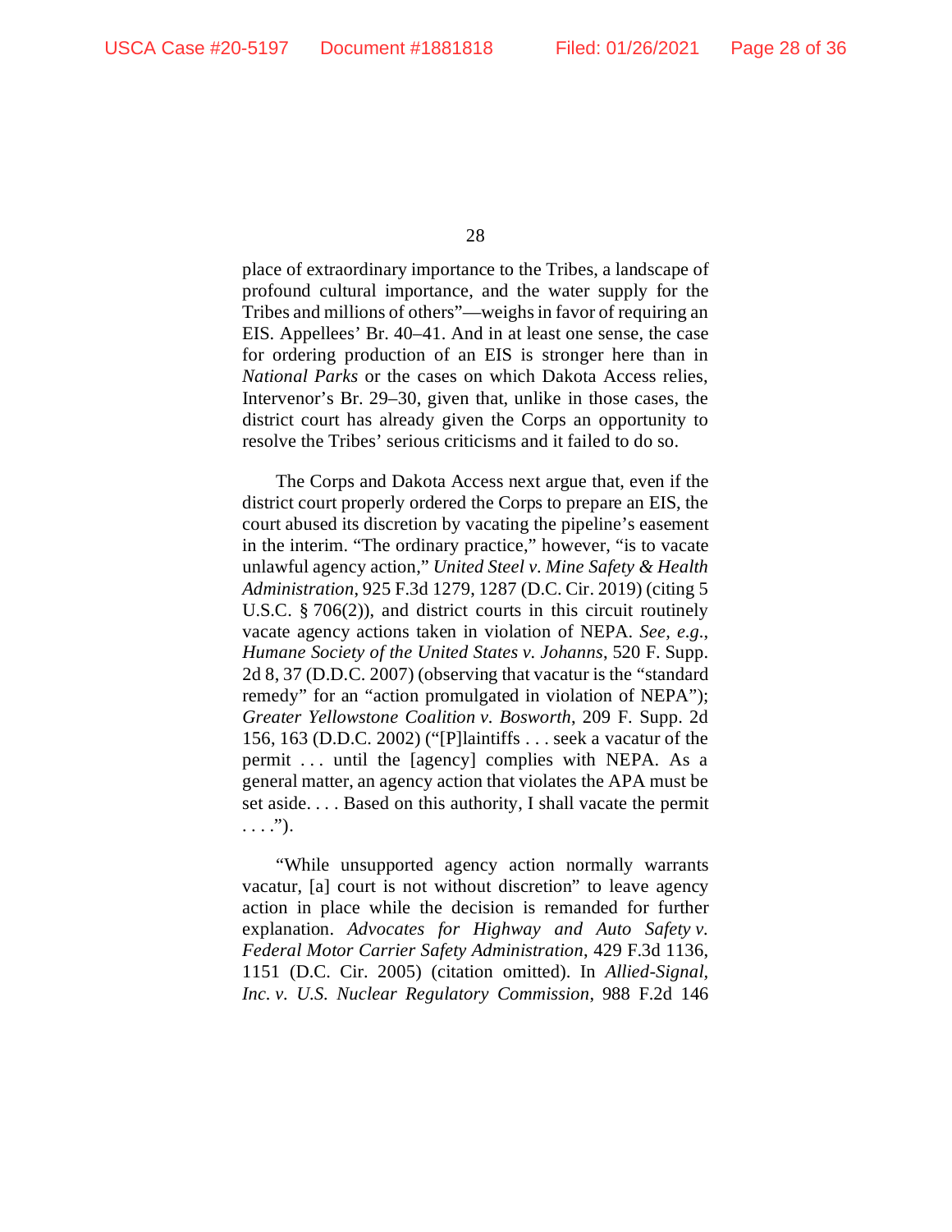place of extraordinary importance to the Tribes, a landscape of profound cultural importance, and the water supply for the Tribes and millions of others"—weighs in favor of requiring an EIS. Appellees' Br. 40–41. And in at least one sense, the case for ordering production of an EIS is stronger here than in *National Parks* or the cases on which Dakota Access relies, Intervenor's Br. 29–30, given that, unlike in those cases, the district court has already given the Corps an opportunity to resolve the Tribes' serious criticisms and it failed to do so.

The Corps and Dakota Access next argue that, even if the district court properly ordered the Corps to prepare an EIS, the court abused its discretion by vacating the pipeline's easement in the interim. "The ordinary practice," however, "is to vacate unlawful agency action," *United Steel v. Mine Safety & Health Administration*, 925 F.3d 1279, 1287 (D.C. Cir. 2019) (citing 5 U.S.C. § 706(2)), and district courts in this circuit routinely vacate agency actions taken in violation of NEPA. *See, e.g.*, *Humane Society of the United States v. Johanns*, 520 F. Supp. 2d 8, 37 (D.D.C. 2007) (observing that vacatur is the "standard remedy" for an "action promulgated in violation of NEPA"); *Greater Yellowstone Coalition v. Bosworth*, 209 F. Supp. 2d 156, 163 (D.D.C. 2002) ("[P]laintiffs . . . seek a vacatur of the permit . . . until the [agency] complies with NEPA. As a general matter, an agency action that violates the APA must be set aside. . . . Based on this authority, I shall vacate the permit . . . .").

"While unsupported agency action normally warrants vacatur, [a] court is not without discretion" to leave agency action in place while the decision is remanded for further explanation. *Advocates for Highway and Auto Safety v. Federal Motor Carrier Safety Administration*, 429 F.3d 1136, 1151 (D.C. Cir. 2005) (citation omitted). In *Allied-Signal, Inc. v. U.S. Nuclear Regulatory Commission*, 988 F.2d 146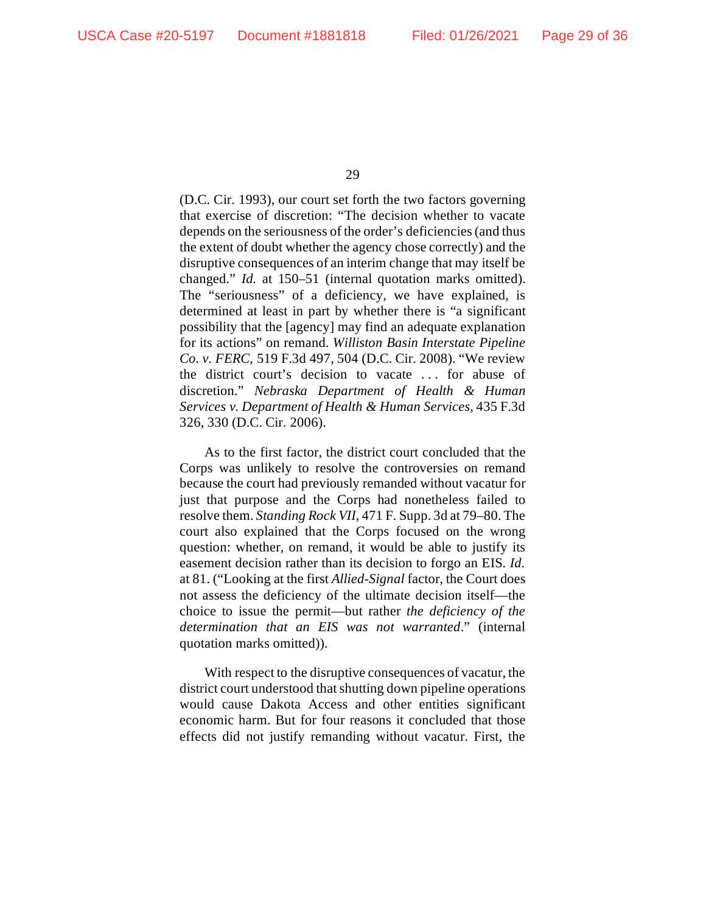(D.C. Cir. 1993), our court set forth the two factors governing that exercise of discretion: "The decision whether to vacate depends on the seriousness of the order's deficiencies (and thus the extent of doubt whether the agency chose correctly) and the disruptive consequences of an interim change that may itself be changed." *Id.* at 150–51 (internal quotation marks omitted). The "seriousness" of a deficiency, we have explained, is determined at least in part by whether there is "a significant possibility that the [agency] may find an adequate explanation for its actions" on remand. *Williston Basin Interstate Pipeline Co. v. FERC*, 519 F.3d 497, 504 (D.C. Cir. 2008). "We review the district court's decision to vacate . . . for abuse of discretion." *Nebraska Department of Health & Human Services v. Department of Health & Human Services*, 435 F.3d 326, 330 (D.C. Cir. 2006).

As to the first factor, the district court concluded that the Corps was unlikely to resolve the controversies on remand because the court had previously remanded without vacatur for just that purpose and the Corps had nonetheless failed to resolve them. *Standing Rock VII*, 471 F. Supp. 3d at 79–80. The court also explained that the Corps focused on the wrong question: whether, on remand, it would be able to justify its easement decision rather than its decision to forgo an EIS. *Id.* at 81. ("Looking at the first *Allied-Signal* factor, the Court does not assess the deficiency of the ultimate decision itself—the choice to issue the permit—but rather *the deficiency of the determination that an EIS was not warranted*." (internal quotation marks omitted)).

With respect to the disruptive consequences of vacatur, the district court understood that shutting down pipeline operations would cause Dakota Access and other entities significant economic harm. But for four reasons it concluded that those effects did not justify remanding without vacatur. First, the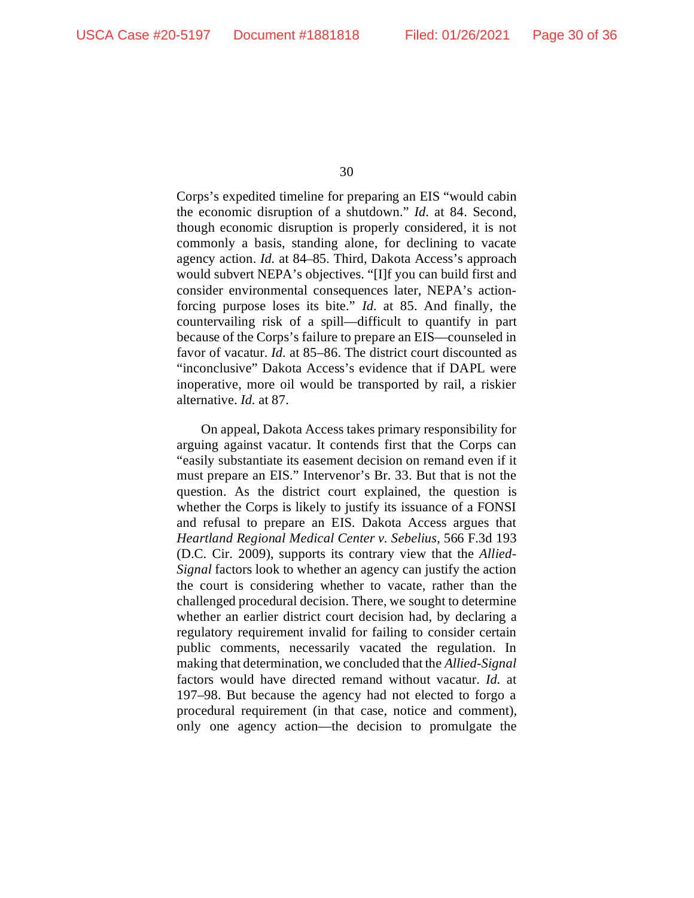Corps's expedited timeline for preparing an EIS "would cabin the economic disruption of a shutdown." *Id.* at 84. Second, though economic disruption is properly considered, it is not commonly a basis, standing alone, for declining to vacate agency action. *Id.* at 84–85. Third, Dakota Access's approach would subvert NEPA's objectives. "[I]f you can build first and consider environmental consequences later, NEPA's action-forcing purpose loses its bite." *Id.* at 85. And finally, the countervailing risk of a spill—difficult to quantify in part because of the Corps's failure to prepare an EIS—counseled in favor of vacatur. *Id.* at 85–86. The district court discounted as "inconclusive" Dakota Access's evidence that if DAPL were inoperative, more oil would be transported by rail, a riskier alternative. *Id.* at 87.

On appeal, Dakota Access takes primary responsibility for arguing against vacatur. It contends first that the Corps can "easily substantiate its easement decision on remand even if it must prepare an EIS." Intervenor's Br. 33. But that is not the question. As the district court explained, the question is whether the Corps is likely to justify its issuance of a FONSI and refusal to prepare an EIS. Dakota Access argues that *Heartland Regional Medical Center v. Sebelius*, 566 F.3d 193 (D.C. Cir. 2009), supports its contrary view that the *Allied-Signal* factors look to whether an agency can justify the action the court is considering whether to vacate, rather than the challenged procedural decision. There, we sought to determine whether an earlier district court decision had, by declaring a regulatory requirement invalid for failing to consider certain public comments, necessarily vacated the regulation. In making that determination, we concluded that the *Allied-Signal* factors would have directed remand without vacatur. *Id.* at 197–98. But because the agency had not elected to forgo a procedural requirement (in that case, notice and comment), only one agency action—the decision to promulgate the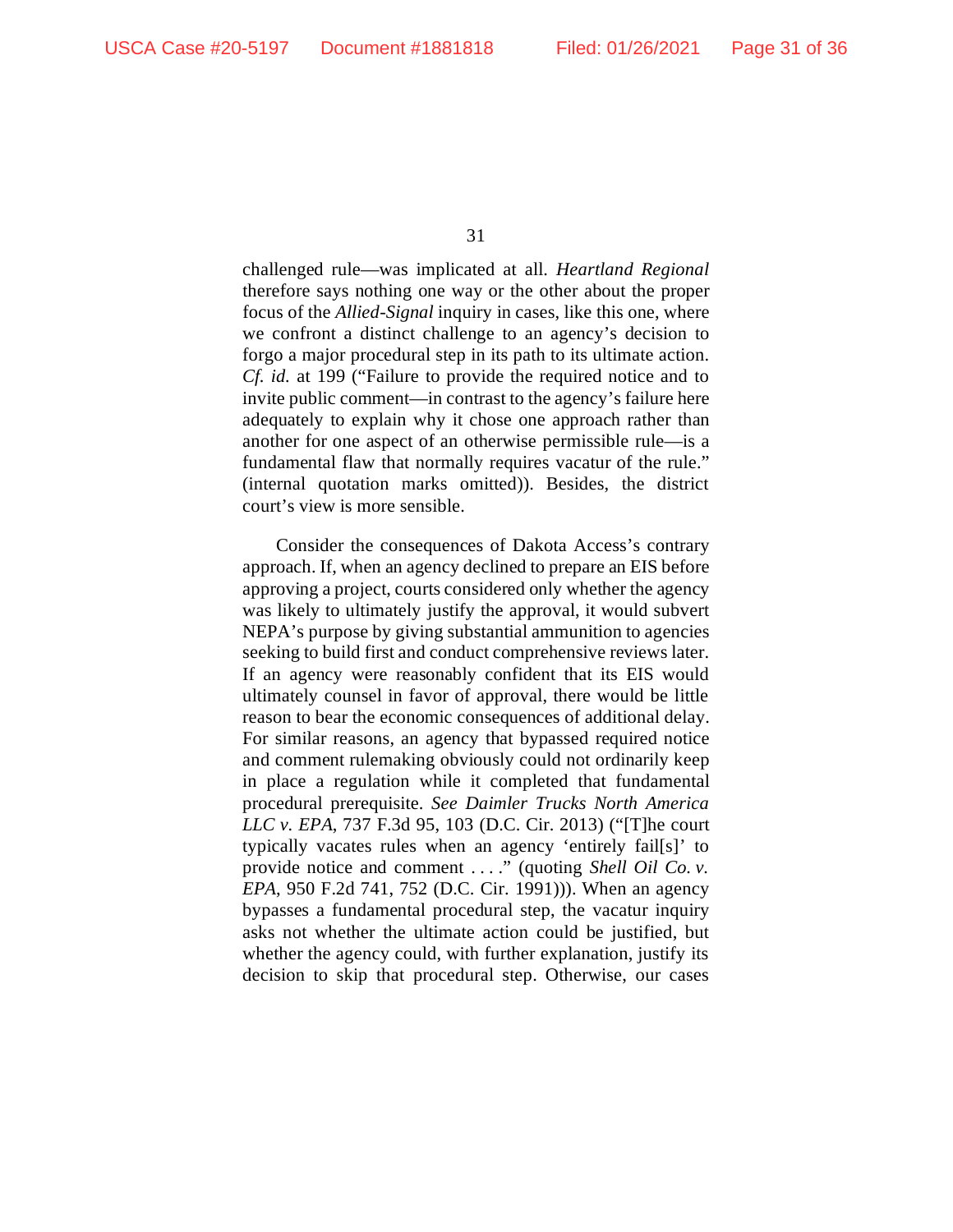challenged rule—was implicated at all. *Heartland Regional* therefore says nothing one way or the other about the proper focus of the *Allied-Signal* inquiry in cases, like this one, where we confront a distinct challenge to an agency's decision to forgo a major procedural step in its path to its ultimate action. *Cf. id.* at 199 ("Failure to provide the required notice and to invite public comment—in contrast to the agency's failure here adequately to explain why it chose one approach rather than another for one aspect of an otherwise permissible rule—is a fundamental flaw that normally requires vacatur of the rule." (internal quotation marks omitted)). Besides, the district court's view is more sensible.

Consider the consequences of Dakota Access's contrary approach. If, when an agency declined to prepare an EIS before approving a project, courts considered only whether the agency was likely to ultimately justify the approval, it would subvert NEPA's purpose by giving substantial ammunition to agencies seeking to build first and conduct comprehensive reviews later. If an agency were reasonably confident that its EIS would ultimately counsel in favor of approval, there would be little reason to bear the economic consequences of additional delay. For similar reasons, an agency that bypassed required notice and comment rulemaking obviously could not ordinarily keep in place a regulation while it completed that fundamental procedural prerequisite. *See Daimler Trucks North America LLC v. EPA*, 737 F.3d 95, 103 (D.C. Cir. 2013) ("[T]he court typically vacates rules when an agency 'entirely fail[s]' to provide notice and comment . . . ." (quoting *Shell Oil Co. v. EPA*, 950 F.2d 741, 752 (D.C. Cir. 1991))). When an agency bypasses a fundamental procedural step, the vacatur inquiry asks not whether the ultimate action could be justified, but whether the agency could, with further explanation, justify its decision to skip that procedural step. Otherwise, our cases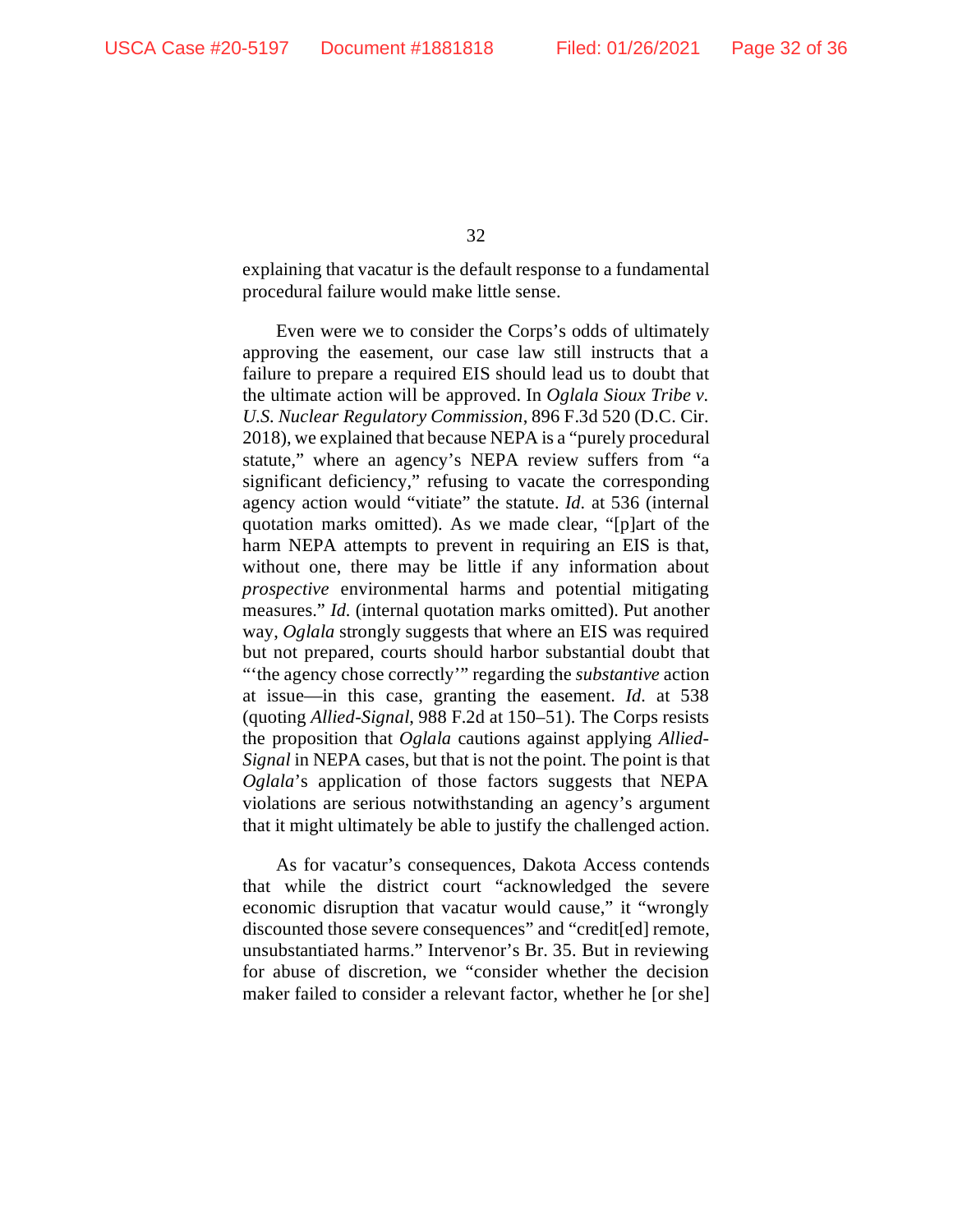explaining that vacatur is the default response to a fundamental procedural failure would make little sense.

Even were we to consider the Corps's odds of ultimately approving the easement, our case law still instructs that a failure to prepare a required EIS should lead us to doubt that the ultimate action will be approved. In *Oglala Sioux Tribe v. U.S. Nuclear Regulatory Commission*, 896 F.3d 520 (D.C. Cir. 2018), we explained that because NEPA is a "purely procedural statute," where an agency's NEPA review suffers from "a significant deficiency," refusing to vacate the corresponding agency action would "vitiate" the statute. *Id.* at 536 (internal quotation marks omitted). As we made clear, "[p]art of the harm NEPA attempts to prevent in requiring an EIS is that, without one, there may be little if any information about *prospective* environmental harms and potential mitigating measures." *Id.* (internal quotation marks omitted). Put another way, *Oglala* strongly suggests that where an EIS was required but not prepared, courts should harbor substantial doubt that "'the agency chose correctly'" regarding the *substantive* action at issue—in this case, granting the easement. *Id.* at 538 (quoting *Allied-Signal*, 988 F.2d at 150–51). The Corps resists the proposition that *Oglala* cautions against applying *Allied-Signal* in NEPA cases, but that is not the point. The point is that *Oglala*'s application of those factors suggests that NEPA violations are serious notwithstanding an agency's argument that it might ultimately be able to justify the challenged action.

As for vacatur's consequences, Dakota Access contends that while the district court "acknowledged the severe economic disruption that vacatur would cause," it "wrongly discounted those severe consequences" and "credit[ed] remote, unsubstantiated harms." Intervenor's Br. 35. But in reviewing for abuse of discretion, we "consider whether the decision maker failed to consider a relevant factor, whether he [or she]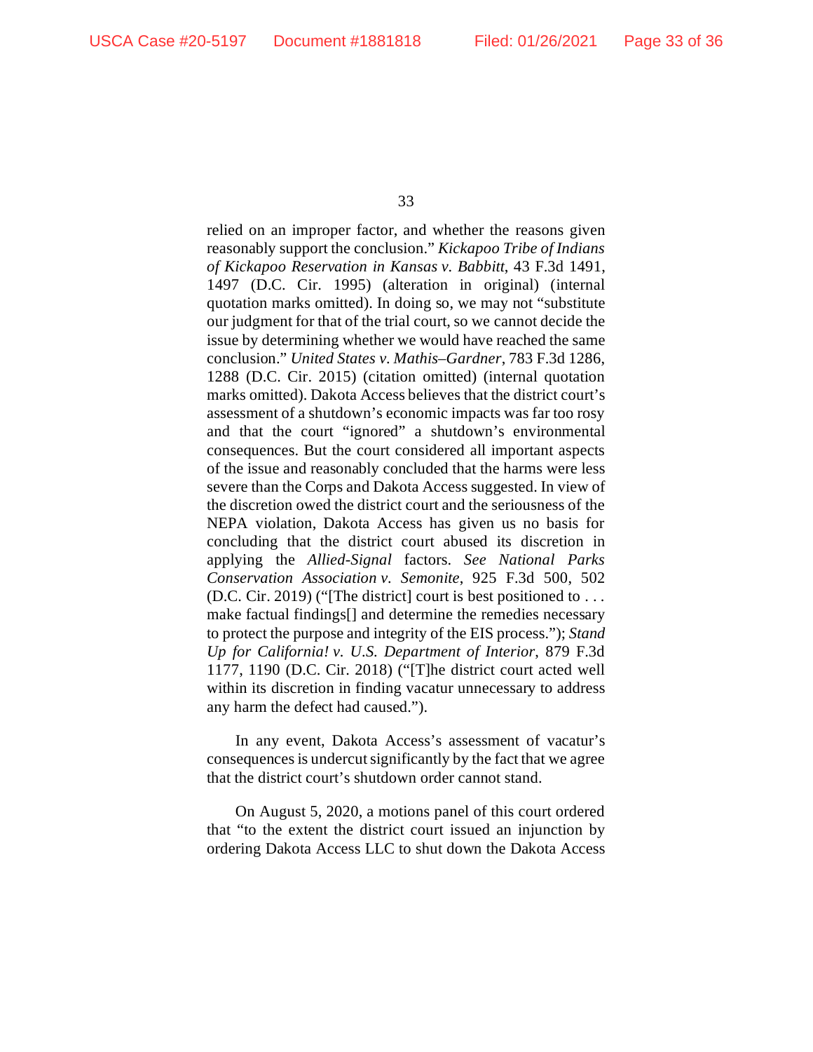relied on an improper factor, and whether the reasons given reasonably support the conclusion." *Kickapoo Tribe of Indians of Kickapoo Reservation in Kansas v. Babbitt*, 43 F.3d 1491, 1497 (D.C. Cir. 1995) (alteration in original) (internal quotation marks omitted). In doing so, we may not "substitute our judgment for that of the trial court, so we cannot decide the issue by determining whether we would have reached the same conclusion." *United States v. Mathis–Gardner*, 783 F.3d 1286, 1288 (D.C. Cir. 2015) (citation omitted) (internal quotation marks omitted). Dakota Access believes that the district court's assessment of a shutdown's economic impacts was far too rosy and that the court "ignored" a shutdown's environmental consequences. But the court considered all important aspects of the issue and reasonably concluded that the harms were less severe than the Corps and Dakota Access suggested. In view of the discretion owed the district court and the seriousness of the NEPA violation, Dakota Access has given us no basis for concluding that the district court abused its discretion in applying the *Allied-Signal* factors. *See National Parks Conservation Association v. Semonite*, 925 F.3d 500, 502 (D.C. Cir. 2019) ("[The district] court is best positioned to . . . make factual findings[] and determine the remedies necessary to protect the purpose and integrity of the EIS process."); *Stand Up for California! v. U.S. Department of Interior*, 879 F.3d 1177, 1190 (D.C. Cir. 2018) ("[T]he district court acted well within its discretion in finding vacatur unnecessary to address any harm the defect had caused.").

In any event, Dakota Access's assessment of vacatur's consequences is undercut significantly by the fact that we agree that the district court's shutdown order cannot stand.

On August 5, 2020, a motions panel of this court ordered that "to the extent the district court issued an injunction by ordering Dakota Access LLC to shut down the Dakota Access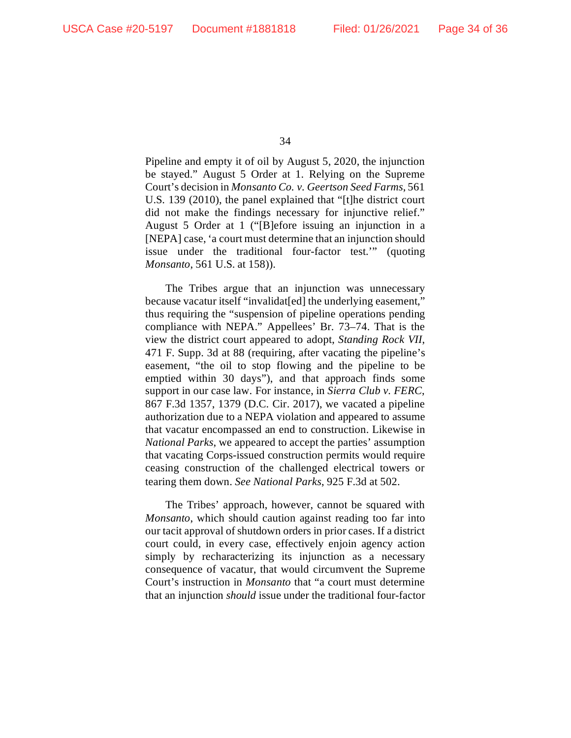Pipeline and empty it of oil by August 5, 2020, the injunction be stayed." August 5 Order at 1. Relying on the Supreme Court's decision in *Monsanto Co. v. Geertson Seed Farms*, 561 U.S. 139 (2010), the panel explained that "[t]he district court did not make the findings necessary for injunctive relief." August 5 Order at 1 ("[B]efore issuing an injunction in a [NEPA] case, 'a court must determine that an injunction should issue under the traditional four-factor test.'" (quoting *Monsanto*, 561 U.S. at 158)).

The Tribes argue that an injunction was unnecessary because vacatur itself "invalidat[ed] the underlying easement," thus requiring the "suspension of pipeline operations pending compliance with NEPA." Appellees' Br. 73–74. That is the view the district court appeared to adopt, *Standing Rock VII*, 471 F. Supp. 3d at 88 (requiring, after vacating the pipeline's easement, "the oil to stop flowing and the pipeline to be emptied within 30 days"), and that approach finds some support in our case law. For instance, in *Sierra Club v. FERC*, 867 F.3d 1357, 1379 (D.C. Cir. 2017), we vacated a pipeline authorization due to a NEPA violation and appeared to assume that vacatur encompassed an end to construction. Likewise in *National Parks*, we appeared to accept the parties' assumption that vacating Corps-issued construction permits would require ceasing construction of the challenged electrical towers or tearing them down. *See National Parks*, 925 F.3d at 502.

The Tribes' approach, however, cannot be squared with *Monsanto*, which should caution against reading too far into our tacit approval of shutdown orders in prior cases. If a district court could, in every case, effectively enjoin agency action simply by recharacterizing its injunction as a necessary consequence of vacatur, that would circumvent the Supreme Court's instruction in *Monsanto* that "a court must determine that an injunction *should* issue under the traditional four-factor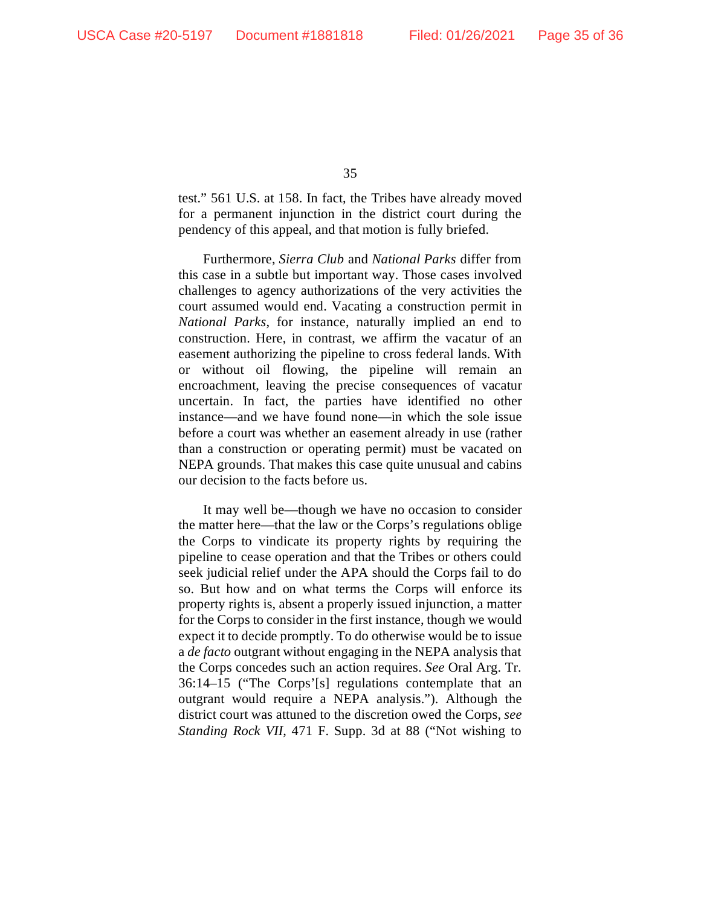test." 561 U.S. at 158. In fact, the Tribes have already moved for a permanent injunction in the district court during the pendency of this appeal, and that motion is fully briefed.

Furthermore, *Sierra Club* and *National Parks* differ from this case in a subtle but important way. Those cases involved challenges to agency authorizations of the very activities the court assumed would end. Vacating a construction permit in *National Parks*, for instance, naturally implied an end to construction. Here, in contrast, we affirm the vacatur of an easement authorizing the pipeline to cross federal lands. With or without oil flowing, the pipeline will remain an encroachment, leaving the precise consequences of vacatur uncertain. In fact, the parties have identified no other instance—and we have found none—in which the sole issue before a court was whether an easement already in use (rather than a construction or operating permit) must be vacated on NEPA grounds. That makes this case quite unusual and cabins our decision to the facts before us.

It may well be—though we have no occasion to consider the matter here—that the law or the Corps's regulations oblige the Corps to vindicate its property rights by requiring the pipeline to cease operation and that the Tribes or others could seek judicial relief under the APA should the Corps fail to do so. But how and on what terms the Corps will enforce its property rights is, absent a properly issued injunction, a matter for the Corps to consider in the first instance, though we would expect it to decide promptly. To do otherwise would be to issue a *de facto* outgrant without engaging in the NEPA analysis that the Corps concedes such an action requires. *See* Oral Arg. Tr. 36:14–15 ("The Corps'[s] regulations contemplate that an outgrant would require a NEPA analysis."). Although the district court was attuned to the discretion owed the Corps, *see Standing Rock VII*, 471 F. Supp. 3d at 88 ("Not wishing to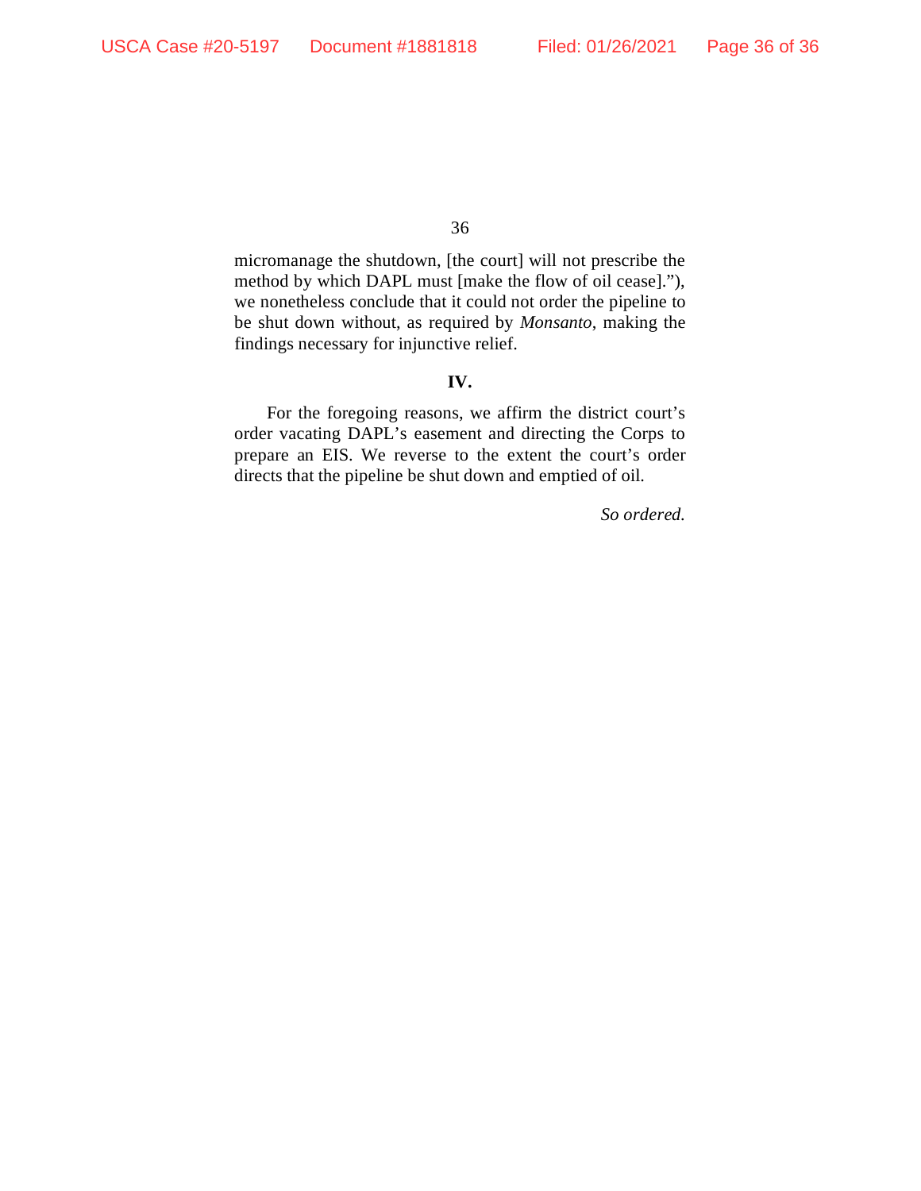micromanage the shutdown, [the court] will not prescribe the method by which DAPL must [make the flow of oil cease]."), we nonetheless conclude that it could not order the pipeline to be shut down without, as required by *Monsanto*, making the findings necessary for injunctive relief.

## IV.

For the foregoing reasons, we affirm the district court's order vacating DAPL's easement and directing the Corps to prepare an EIS. We reverse to the extent the court's order directs that the pipeline be shut down and emptied of oil.

*So ordered.*